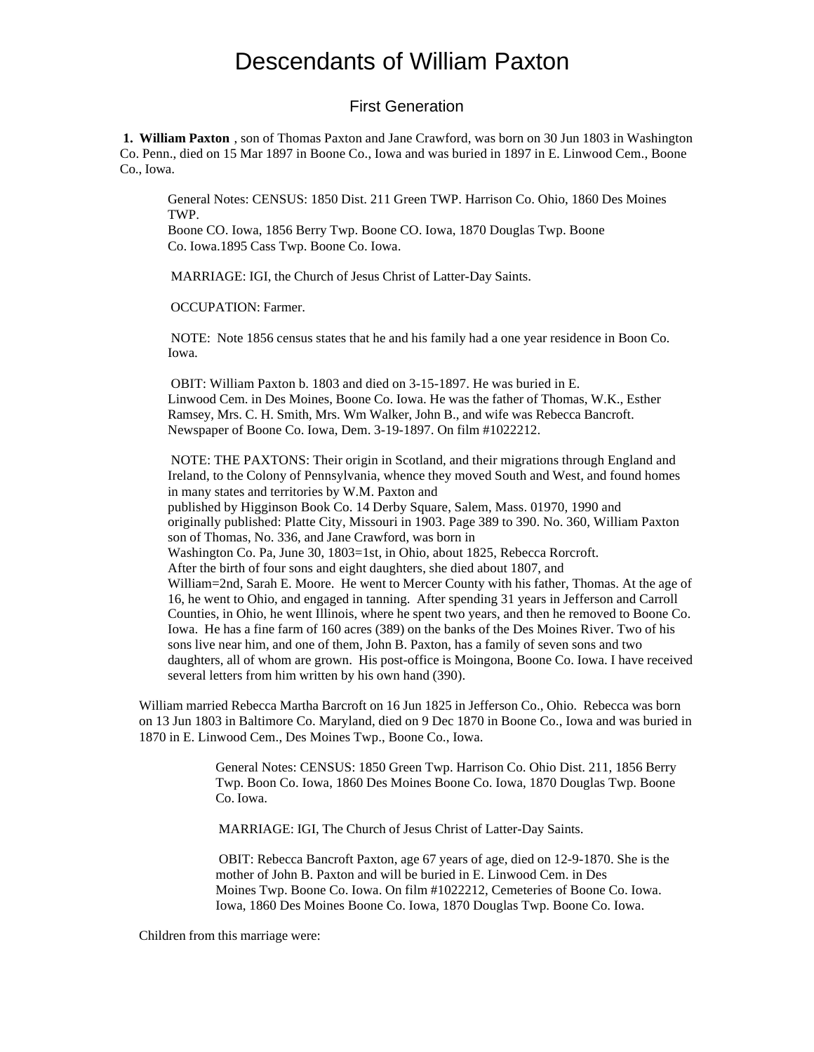# Descendants of William Paxton

## First Generation

**1. William Paxton** , son of Thomas Paxton and Jane Crawford, was born on 30 Jun 1803 in Washington Co. Penn., died on 15 Mar 1897 in Boone Co., Iowa and was buried in 1897 in E. Linwood Cem., Boone Co., Iowa.

General Notes: CENSUS: 1850 Dist. 211 Green TWP. Harrison Co. Ohio, 1860 Des Moines TWP.
Boone CO. Iowa, 1856 Berry Twp. Boone CO. Iowa, 1870 Douglas Twp. Boone Co. Iowa.1895 Cass Twp. Boone Co. Iowa.

MARRIAGE: IGI, the Church of Jesus Christ of Latter-Day Saints.

OCCUPATION: Farmer.

NOTE: Note 1856 census states that he and his family had a one year residence in Boon Co. Iowa.

OBIT: William Paxton b. 1803 and died on 3-15-1897. He was buried in E. Linwood Cem. in Des Moines, Boone Co. Iowa. He was the father of Thomas, W.K., Esther Ramsey, Mrs. C. H. Smith, Mrs. Wm Walker, John B., and wife was Rebecca Bancroft. Newspaper of Boone Co. Iowa, Dem. 3-19-1897. On film #1022212.

NOTE: THE PAXTONS: Their origin in Scotland, and their migrations through England and Ireland, to the Colony of Pennsylvania, whence they moved South and West, and found homes in many states and territories by W.M. Paxton and
published by Higginson Book Co. 14 Derby Square, Salem, Mass. 01970, 1990 and originally published: Platte City, Missouri in 1903. Page 389 to 390. No. 360, William Paxton son of Thomas, No. 336, and Jane Crawford, was born in
Washington Co. Pa, June 30, 1803=1st, in Ohio, about 1825, Rebecca Rorcroft.
After the birth of four sons and eight daughters, she died about 1807, and
William=2nd, Sarah E. Moore. He went to Mercer County with his father, Thomas. At the age of 16, he went to Ohio, and engaged in tanning. After spending 31 years in Jefferson and Carroll Counties, in Ohio, he went Illinois, where he spent two years, and then he removed to Boone Co. Iowa. He has a fine farm of 160 acres (389) on the banks of the Des Moines River. Two of his sons live near him, and one of them, John B. Paxton, has a family of seven sons and two daughters, all of whom are grown. His post-office is Moingona, Boone Co. Iowa. I have received several letters from him written by his own hand (390).

William married Rebecca Martha Barcroft on 16 Jun 1825 in Jefferson Co., Ohio. Rebecca was born on 13 Jun 1803 in Baltimore Co. Maryland, died on 9 Dec 1870 in Boone Co., Iowa and was buried in 1870 in E. Linwood Cem., Des Moines Twp., Boone Co., Iowa.

General Notes: CENSUS: 1850 Green Twp. Harrison Co. Ohio Dist. 211, 1856 Berry Twp. Boon Co. Iowa, 1860 Des Moines Boone Co. Iowa, 1870 Douglas Twp. Boone Co. Iowa.

MARRIAGE: IGI, The Church of Jesus Christ of Latter-Day Saints.

OBIT: Rebecca Bancroft Paxton, age 67 years of age, died on 12-9-1870. She is the mother of John B. Paxton and will be buried in E. Linwood Cem. in Des Moines Twp. Boone Co. Iowa. On film #1022212, Cemeteries of Boone Co. Iowa. Iowa, 1860 Des Moines Boone Co. Iowa, 1870 Douglas Twp. Boone Co. Iowa.

Children from this marriage were: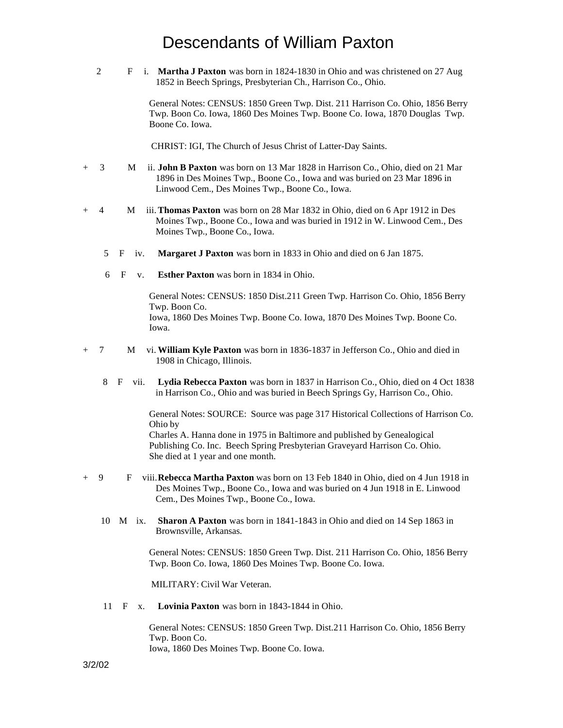# Descendants of William Paxton

2 F i. **Martha J Paxton** was born in 1824-1830 in Ohio and was christened on 27 Aug 1852 in Beech Springs, Presbyterian Ch., Harrison Co., Ohio.

General Notes: CENSUS: 1850 Green Twp. Dist. 211 Harrison Co. Ohio, 1856 Berry Twp. Boon Co. Iowa, 1860 Des Moines Twp. Boone Co. Iowa, 1870 Douglas Twp. Boone Co. Iowa.

CHRIST: IGI, The Church of Jesus Christ of Latter-Day Saints.

\+ 3 M ii. **John B Paxton** was born on 13 Mar 1828 in Harrison Co., Ohio, died on 21 Mar 1896 in Des Moines Twp., Boone Co., Iowa and was buried on 23 Mar 1896 in Linwood Cem., Des Moines Twp., Boone Co., Iowa.

\+ 4 M iii. **Thomas Paxton** was born on 28 Mar 1832 in Ohio, died on 6 Apr 1912 in Des Moines Twp., Boone Co., Iowa and was buried in 1912 in W. Linwood Cem., Des Moines Twp., Boone Co., Iowa.

5 F iv. **Margaret J Paxton** was born in 1833 in Ohio and died on 6 Jan 1875.

6 F v. **Esther Paxton** was born in 1834 in Ohio.

General Notes: CENSUS: 1850 Dist.211 Green Twp. Harrison Co. Ohio, 1856 Berry Twp. Boon Co.
Iowa, 1860 Des Moines Twp. Boone Co. Iowa, 1870 Des Moines Twp. Boone Co. Iowa.

\+ 7 M vi. **William Kyle Paxton** was born in 1836-1837 in Jefferson Co., Ohio and died in 1908 in Chicago, Illinois.

8 F vii. **Lydia Rebecca Paxton** was born in 1837 in Harrison Co., Ohio, died on 4 Oct 1838 in Harrison Co., Ohio and was buried in Beech Springs Gy, Harrison Co., Ohio.

General Notes: SOURCE: Source was page 317 Historical Collections of Harrison Co. Ohio by
Charles A. Hanna done in 1975 in Baltimore and published by Genealogical Publishing Co. Inc. Beech Spring Presbyterian Graveyard Harrison Co. Ohio.
She died at 1 year and one month.

\+ 9 F viii. **Rebecca Martha Paxton** was born on 13 Feb 1840 in Ohio, died on 4 Jun 1918 in Des Moines Twp., Boone Co., Iowa and was buried on 4 Jun 1918 in E. Linwood Cem., Des Moines Twp., Boone Co., Iowa.

10 M ix. **Sharon A Paxton** was born in 1841-1843 in Ohio and died on 14 Sep 1863 in Brownsville, Arkansas.

General Notes: CENSUS: 1850 Green Twp. Dist. 211 Harrison Co. Ohio, 1856 Berry Twp. Boon Co. Iowa, 1860 Des Moines Twp. Boone Co. Iowa.

MILITARY: Civil War Veteran.

11 F x. **Lovinia Paxton** was born in 1843-1844 in Ohio.

General Notes: CENSUS: 1850 Green Twp. Dist.211 Harrison Co. Ohio, 1856 Berry Twp. Boon Co.
Iowa, 1860 Des Moines Twp. Boone Co. Iowa.

3/2/02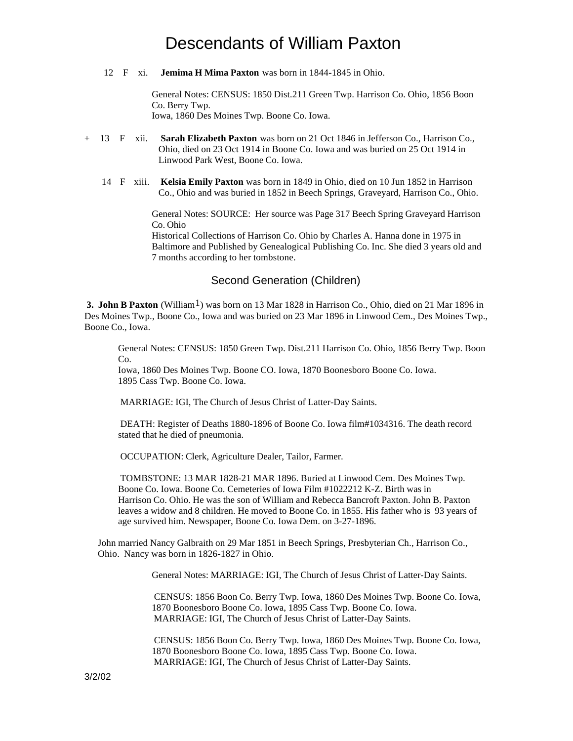# Descendants of William Paxton

12 F xi. **Jemima H Mima Paxton** was born in 1844-1845 in Ohio.

General Notes: CENSUS: 1850 Dist.211 Green Twp. Harrison Co. Ohio, 1856 Boon Co. Berry Twp.
Iowa, 1860 Des Moines Twp. Boone Co. Iowa.

\+ 13 F xii. **Sarah Elizabeth Paxton** was born on 21 Oct 1846 in Jefferson Co., Harrison Co., Ohio, died on 23 Oct 1914 in Boone Co. Iowa and was buried on 25 Oct 1914 in Linwood Park West, Boone Co. Iowa.

14 F xiii. **Kelsia Emily Paxton** was born in 1849 in Ohio, died on 10 Jun 1852 in Harrison Co., Ohio and was buried in 1852 in Beech Springs, Graveyard, Harrison Co., Ohio.

General Notes: SOURCE: Her source was Page 317 Beech Spring Graveyard Harrison Co. Ohio
Historical Collections of Harrison Co. Ohio by Charles A. Hanna done in 1975 in Baltimore and Published by Genealogical Publishing Co. Inc. She died 3 years old and 7 months according to her tombstone.

## Second Generation (Children)

**3. John B Paxton** (William[1]) was born on 13 Mar 1828 in Harrison Co., Ohio, died on 21 Mar 1896 in Des Moines Twp., Boone Co., Iowa and was buried on 23 Mar 1896 in Linwood Cem., Des Moines Twp., Boone Co., Iowa.

General Notes: CENSUS: 1850 Green Twp. Dist.211 Harrison Co. Ohio, 1856 Berry Twp. Boon Co.
Iowa, 1860 Des Moines Twp. Boone CO. Iowa, 1870 Boonesboro Boone Co. Iowa.
1895 Cass Twp. Boone Co. Iowa.

MARRIAGE: IGI, The Church of Jesus Christ of Latter-Day Saints.

DEATH: Register of Deaths 1880-1896 of Boone Co. Iowa film#1034316. The death record stated that he died of pneumonia.

OCCUPATION: Clerk, Agriculture Dealer, Tailor, Farmer.

TOMBSTONE: 13 MAR 1828-21 MAR 1896. Buried at Linwood Cem. Des Moines Twp. Boone Co. Iowa. Boone Co. Cemeteries of Iowa Film #1022212 K-Z. Birth was in Harrison Co. Ohio. He was the son of William and Rebecca Bancroft Paxton. John B. Paxton leaves a widow and 8 children. He moved to Boone Co. in 1855. His father who is 93 years of age survived him. Newspaper, Boone Co. Iowa Dem. on 3-27-1896.

John married Nancy Galbraith on 29 Mar 1851 in Beech Springs, Presbyterian Ch., Harrison Co., Ohio. Nancy was born in 1826-1827 in Ohio.

General Notes: MARRIAGE: IGI, The Church of Jesus Christ of Latter-Day Saints.

CENSUS: 1856 Boon Co. Berry Twp. Iowa, 1860 Des Moines Twp. Boone Co. Iowa, 1870 Boonesboro Boone Co. Iowa, 1895 Cass Twp. Boone Co. Iowa.
MARRIAGE: IGI, The Church of Jesus Christ of Latter-Day Saints.

CENSUS: 1856 Boon Co. Berry Twp. Iowa, 1860 Des Moines Twp. Boone Co. Iowa, 1870 Boonesboro Boone Co. Iowa, 1895 Cass Twp. Boone Co. Iowa.
MARRIAGE: IGI, The Church of Jesus Christ of Latter-Day Saints.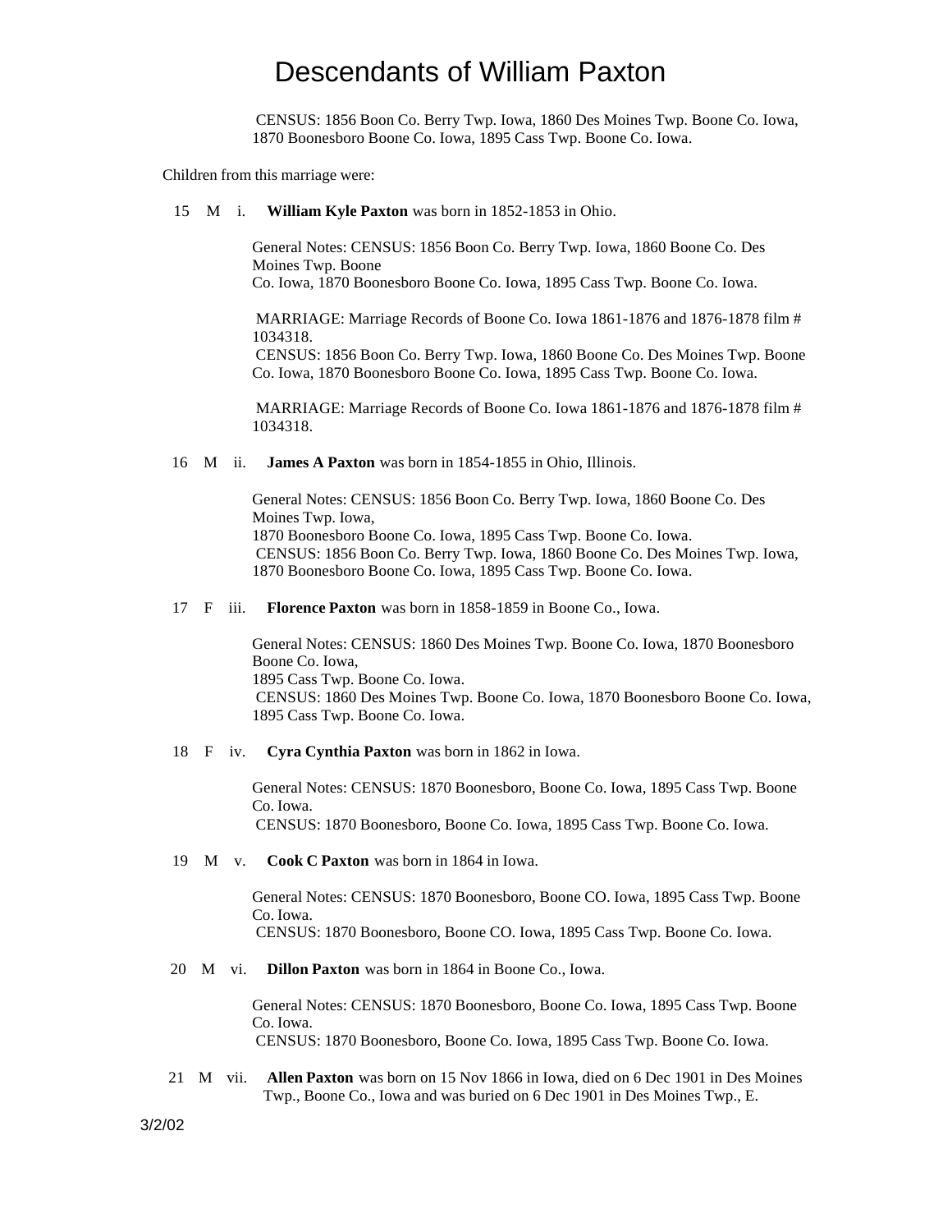CENSUS: 1856 Boon Co. Berry Twp. Iowa, 1860 Des Moines Twp. Boone Co. Iowa, 1870 Boonesboro Boone Co. Iowa, 1895 Cass Twp. Boone Co. Iowa.

Children from this marriage were:

15 M i. **William Kyle Paxton** was born in 1852-1853 in Ohio.

General Notes: CENSUS: 1856 Boon Co. Berry Twp. Iowa, 1860 Boone Co. Des Moines Twp. Boone
Co. Iowa, 1870 Boonesboro Boone Co. Iowa, 1895 Cass Twp. Boone Co. Iowa.

MARRIAGE: Marriage Records of Boone Co. Iowa 1861-1876 and 1876-1878 film # 1034318.
CENSUS: 1856 Boon Co. Berry Twp. Iowa, 1860 Boone Co. Des Moines Twp. Boone Co. Iowa, 1870 Boonesboro Boone Co. Iowa, 1895 Cass Twp. Boone Co. Iowa.

MARRIAGE: Marriage Records of Boone Co. Iowa 1861-1876 and 1876-1878 film # 1034318.

16 M ii. **James A Paxton** was born in 1854-1855 in Ohio, Illinois.

General Notes: CENSUS: 1856 Boon Co. Berry Twp. Iowa, 1860 Boone Co. Des Moines Twp. Iowa,
1870 Boonesboro Boone Co. Iowa, 1895 Cass Twp. Boone Co. Iowa.
CENSUS: 1856 Boon Co. Berry Twp. Iowa, 1860 Boone Co. Des Moines Twp. Iowa, 1870 Boonesboro Boone Co. Iowa, 1895 Cass Twp. Boone Co. Iowa.

17 F iii. **Florence Paxton** was born in 1858-1859 in Boone Co., Iowa.

General Notes: CENSUS: 1860 Des Moines Twp. Boone Co. Iowa, 1870 Boonesboro Boone Co. Iowa,
1895 Cass Twp. Boone Co. Iowa.
CENSUS: 1860 Des Moines Twp. Boone Co. Iowa, 1870 Boonesboro Boone Co. Iowa, 1895 Cass Twp. Boone Co. Iowa.

18 F iv. **Cyra Cynthia Paxton** was born in 1862 in Iowa.

General Notes: CENSUS: 1870 Boonesboro, Boone Co. Iowa, 1895 Cass Twp. Boone Co. Iowa.
CENSUS: 1870 Boonesboro, Boone Co. Iowa, 1895 Cass Twp. Boone Co. Iowa.

19 M v. **Cook C Paxton** was born in 1864 in Iowa.

General Notes: CENSUS: 1870 Boonesboro, Boone CO. Iowa, 1895 Cass Twp. Boone Co. Iowa.
CENSUS: 1870 Boonesboro, Boone CO. Iowa, 1895 Cass Twp. Boone Co. Iowa.

20 M vi. **Dillon Paxton** was born in 1864 in Boone Co., Iowa.

General Notes: CENSUS: 1870 Boonesboro, Boone Co. Iowa, 1895 Cass Twp. Boone Co. Iowa.
CENSUS: 1870 Boonesboro, Boone Co. Iowa, 1895 Cass Twp. Boone Co. Iowa.

21 M vii. **Allen Paxton** was born on 15 Nov 1866 in Iowa, died on 6 Dec 1901 in Des Moines Twp., Boone Co., Iowa and was buried on 6 Dec 1901 in Des Moines Twp., E.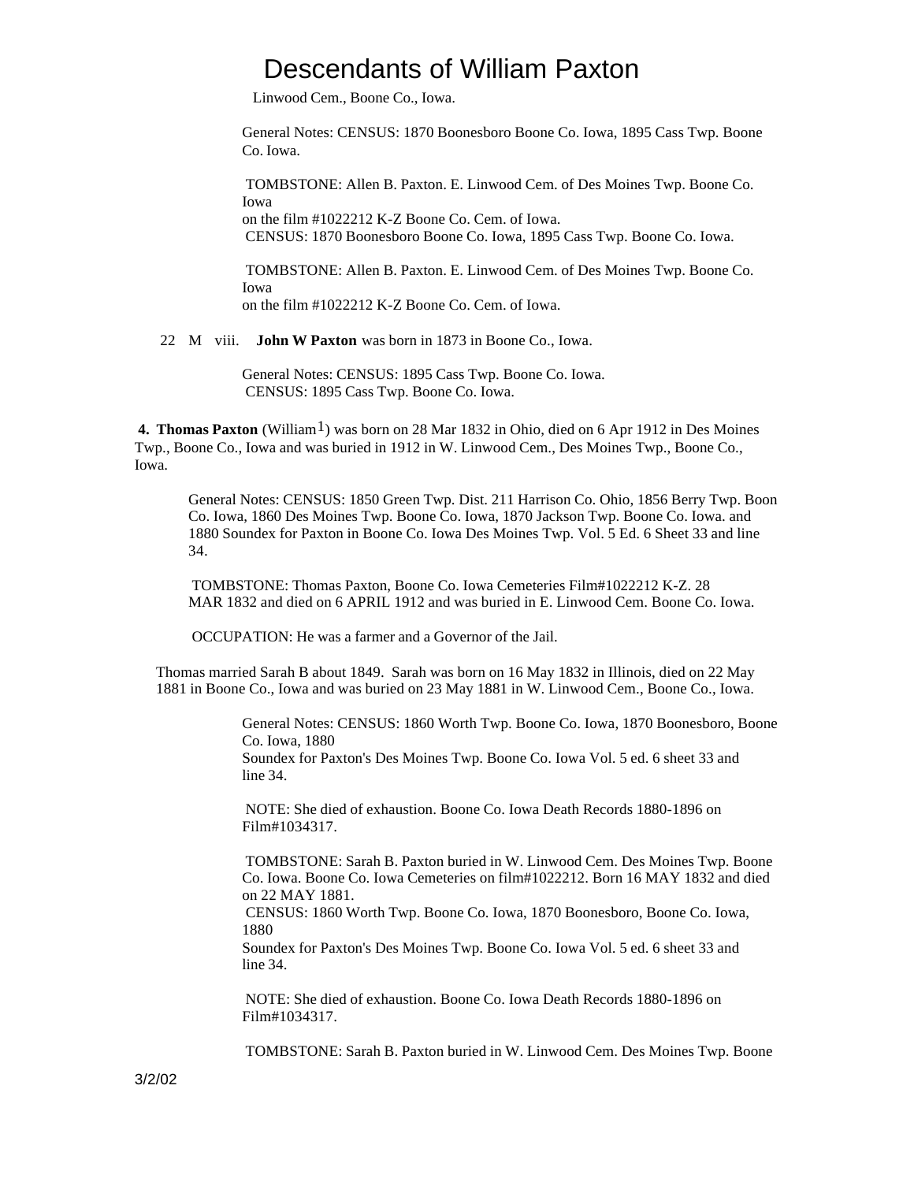Linwood Cem., Boone Co., Iowa.

General Notes: CENSUS: 1870 Boonesboro Boone Co. Iowa, 1895 Cass Twp. Boone Co. Iowa.

TOMBSTONE: Allen B. Paxton. E. Linwood Cem. of Des Moines Twp. Boone Co. Iowa
on the film #1022212 K-Z Boone Co. Cem. of Iowa.
CENSUS: 1870 Boonesboro Boone Co. Iowa, 1895 Cass Twp. Boone Co. Iowa.

TOMBSTONE: Allen B. Paxton. E. Linwood Cem. of Des Moines Twp. Boone Co. Iowa
on the film #1022212 K-Z Boone Co. Cem. of Iowa.

22 M viii. **John W Paxton** was born in 1873 in Boone Co., Iowa.

General Notes: CENSUS: 1895 Cass Twp. Boone Co. Iowa.
CENSUS: 1895 Cass Twp. Boone Co. Iowa.

**4. Thomas Paxton** (William1) was born on 28 Mar 1832 in Ohio, died on 6 Apr 1912 in Des Moines Twp., Boone Co., Iowa and was buried in 1912 in W. Linwood Cem., Des Moines Twp., Boone Co., Iowa.

General Notes: CENSUS: 1850 Green Twp. Dist. 211 Harrison Co. Ohio, 1856 Berry Twp. Boon Co. Iowa, 1860 Des Moines Twp. Boone Co. Iowa, 1870 Jackson Twp. Boone Co. Iowa. and 1880 Soundex for Paxton in Boone Co. Iowa Des Moines Twp. Vol. 5 Ed. 6 Sheet 33 and line 34.

TOMBSTONE: Thomas Paxton, Boone Co. Iowa Cemeteries Film#1022212 K-Z. 28 MAR 1832 and died on 6 APRIL 1912 and was buried in E. Linwood Cem. Boone Co. Iowa.

OCCUPATION: He was a farmer and a Governor of the Jail.

Thomas married Sarah B about 1849. Sarah was born on 16 May 1832 in Illinois, died on 22 May 1881 in Boone Co., Iowa and was buried on 23 May 1881 in W. Linwood Cem., Boone Co., Iowa.

General Notes: CENSUS: 1860 Worth Twp. Boone Co. Iowa, 1870 Boonesboro, Boone Co. Iowa, 1880
Soundex for Paxton's Des Moines Twp. Boone Co. Iowa Vol. 5 ed. 6 sheet 33 and line 34.

NOTE: She died of exhaustion. Boone Co. Iowa Death Records 1880-1896 on Film#1034317.

TOMBSTONE: Sarah B. Paxton buried in W. Linwood Cem. Des Moines Twp. Boone Co. Iowa. Boone Co. Iowa Cemeteries on film#1022212. Born 16 MAY 1832 and died on 22 MAY 1881.
CENSUS: 1860 Worth Twp. Boone Co. Iowa, 1870 Boonesboro, Boone Co. Iowa, 1880
Soundex for Paxton's Des Moines Twp. Boone Co. Iowa Vol. 5 ed. 6 sheet 33 and line 34.

NOTE: She died of exhaustion. Boone Co. Iowa Death Records 1880-1896 on Film#1034317.

TOMBSTONE: Sarah B. Paxton buried in W. Linwood Cem. Des Moines Twp. Boone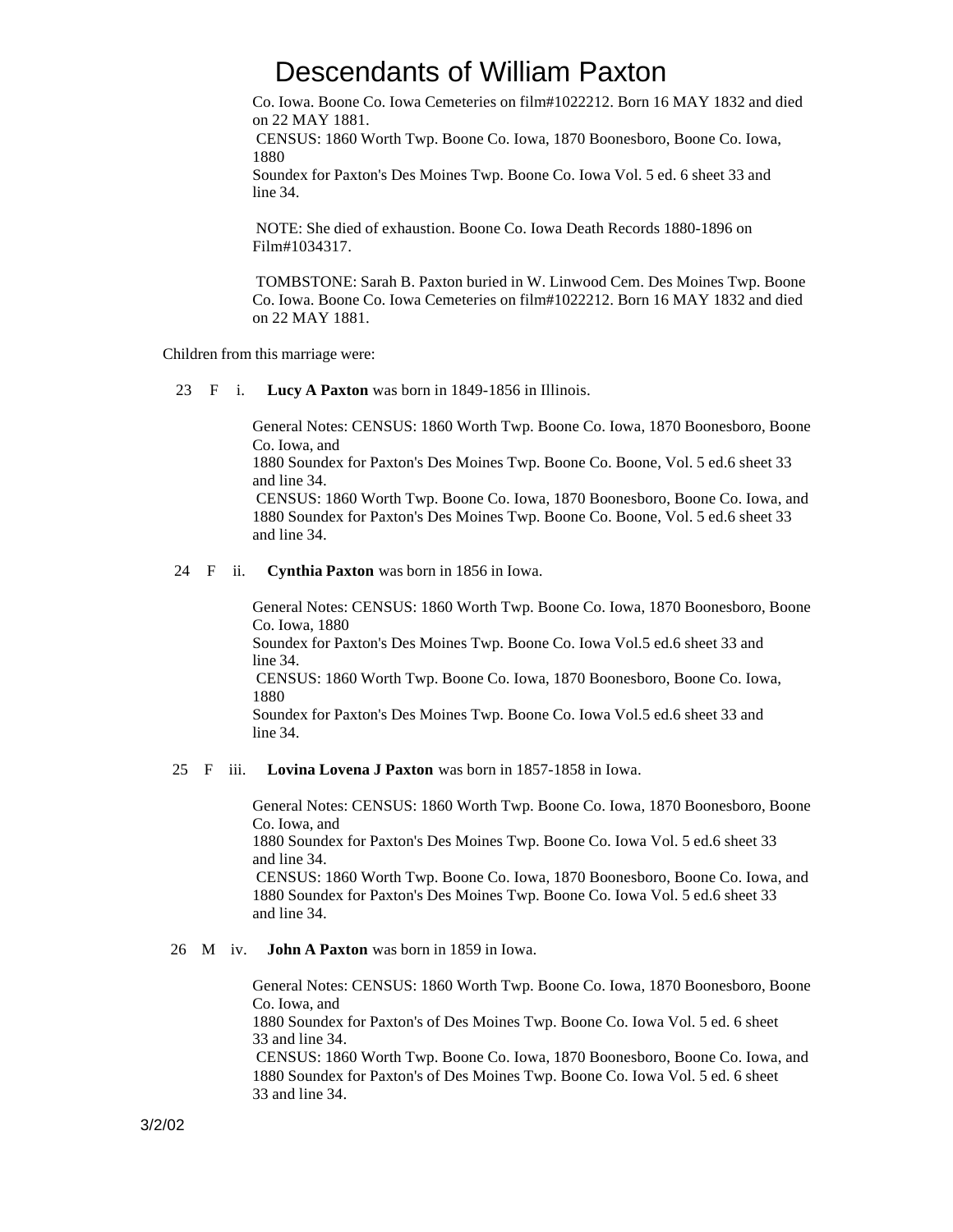Co. Iowa. Boone Co. Iowa Cemeteries on film#1022212. Born 16 MAY 1832 and died on 22 MAY 1881.
CENSUS: 1860 Worth Twp. Boone Co. Iowa, 1870 Boonesboro, Boone Co. Iowa, 1880
Soundex for Paxton's Des Moines Twp. Boone Co. Iowa Vol. 5 ed. 6 sheet 33 and line 34.

NOTE: She died of exhaustion. Boone Co. Iowa Death Records 1880-1896 on Film#1034317.

TOMBSTONE: Sarah B. Paxton buried in W. Linwood Cem. Des Moines Twp. Boone Co. Iowa. Boone Co. Iowa Cemeteries on film#1022212. Born 16 MAY 1832 and died on 22 MAY 1881.

Children from this marriage were:

23 F i. **Lucy A Paxton** was born in 1849-1856 in Illinois.

General Notes: CENSUS: 1860 Worth Twp. Boone Co. Iowa, 1870 Boonesboro, Boone Co. Iowa, and
1880 Soundex for Paxton's Des Moines Twp. Boone Co. Boone, Vol. 5 ed.6 sheet 33 and line 34.
CENSUS: 1860 Worth Twp. Boone Co. Iowa, 1870 Boonesboro, Boone Co. Iowa, and 1880 Soundex for Paxton's Des Moines Twp. Boone Co. Boone, Vol. 5 ed.6 sheet 33 and line 34.

24 F ii. **Cynthia Paxton** was born in 1856 in Iowa.

General Notes: CENSUS: 1860 Worth Twp. Boone Co. Iowa, 1870 Boonesboro, Boone Co. Iowa, 1880
Soundex for Paxton's Des Moines Twp. Boone Co. Iowa Vol.5 ed.6 sheet 33 and line 34.
CENSUS: 1860 Worth Twp. Boone Co. Iowa, 1870 Boonesboro, Boone Co. Iowa, 1880
Soundex for Paxton's Des Moines Twp. Boone Co. Iowa Vol.5 ed.6 sheet 33 and line 34.

25 F iii. **Lovina Lovena J Paxton** was born in 1857-1858 in Iowa.

General Notes: CENSUS: 1860 Worth Twp. Boone Co. Iowa, 1870 Boonesboro, Boone Co. Iowa, and
1880 Soundex for Paxton's Des Moines Twp. Boone Co. Iowa Vol. 5 ed.6 sheet 33 and line 34.
CENSUS: 1860 Worth Twp. Boone Co. Iowa, 1870 Boonesboro, Boone Co. Iowa, and 1880 Soundex for Paxton's Des Moines Twp. Boone Co. Iowa Vol. 5 ed.6 sheet 33 and line 34.

26 M iv. **John A Paxton** was born in 1859 in Iowa.

General Notes: CENSUS: 1860 Worth Twp. Boone Co. Iowa, 1870 Boonesboro, Boone Co. Iowa, and
1880 Soundex for Paxton's of Des Moines Twp. Boone Co. Iowa Vol. 5 ed. 6 sheet 33 and line 34.
CENSUS: 1860 Worth Twp. Boone Co. Iowa, 1870 Boonesboro, Boone Co. Iowa, and 1880 Soundex for Paxton's of Des Moines Twp. Boone Co. Iowa Vol. 5 ed. 6 sheet 33 and line 34.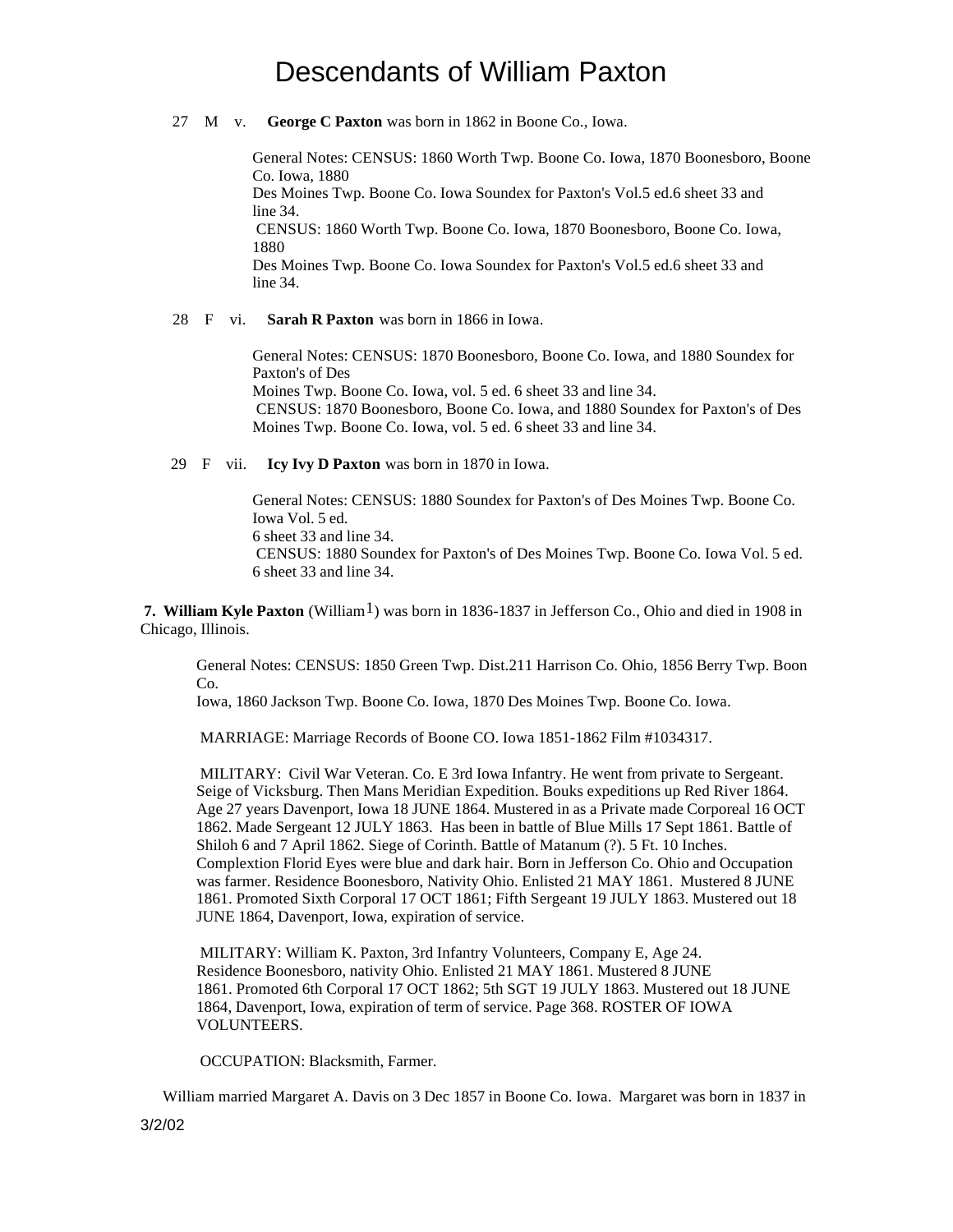# Descendants of William Paxton

27 M v. **George C Paxton** was born in 1862 in Boone Co., Iowa.

General Notes: CENSUS: 1860 Worth Twp. Boone Co. Iowa, 1870 Boonesboro, Boone Co. Iowa, 1880
Des Moines Twp. Boone Co. Iowa Soundex for Paxton's Vol.5 ed.6 sheet 33 and line 34.
CENSUS: 1860 Worth Twp. Boone Co. Iowa, 1870 Boonesboro, Boone Co. Iowa, 1880
Des Moines Twp. Boone Co. Iowa Soundex for Paxton's Vol.5 ed.6 sheet 33 and line 34.

28 F vi. **Sarah R Paxton** was born in 1866 in Iowa.

General Notes: CENSUS: 1870 Boonesboro, Boone Co. Iowa, and 1880 Soundex for Paxton's of Des
Moines Twp. Boone Co. Iowa, vol. 5 ed. 6 sheet 33 and line 34.
CENSUS: 1870 Boonesboro, Boone Co. Iowa, and 1880 Soundex for Paxton's of Des Moines Twp. Boone Co. Iowa, vol. 5 ed. 6 sheet 33 and line 34.

29 F vii. **Icy Ivy D Paxton** was born in 1870 in Iowa.

General Notes: CENSUS: 1880 Soundex for Paxton's of Des Moines Twp. Boone Co. Iowa Vol. 5 ed.
6 sheet 33 and line 34.
CENSUS: 1880 Soundex for Paxton's of Des Moines Twp. Boone Co. Iowa Vol. 5 ed. 6 sheet 33 and line 34.

**7. William Kyle Paxton** (William[1]) was born in 1836-1837 in Jefferson Co., Ohio and died in 1908 in Chicago, Illinois.

General Notes: CENSUS: 1850 Green Twp. Dist.211 Harrison Co. Ohio, 1856 Berry Twp. Boon Co.
Iowa, 1860 Jackson Twp. Boone Co. Iowa, 1870 Des Moines Twp. Boone Co. Iowa.

MARRIAGE: Marriage Records of Boone CO. Iowa 1851-1862 Film #1034317.

MILITARY: Civil War Veteran. Co. E 3rd Iowa Infantry. He went from private to Sergeant. Seige of Vicksburg. Then Mans Meridian Expedition. Bouks expeditions up Red River 1864. Age 27 years Davenport, Iowa 18 JUNE 1864. Mustered in as a Private made Corporeal 16 OCT 1862. Made Sergeant 12 JULY 1863. Has been in battle of Blue Mills 17 Sept 1861. Battle of Shiloh 6 and 7 April 1862. Siege of Corinth. Battle of Matanum (?). 5 Ft. 10 Inches. Complextion Florid Eyes were blue and dark hair. Born in Jefferson Co. Ohio and Occupation was farmer. Residence Boonesboro, Nativity Ohio. Enlisted 21 MAY 1861. Mustered 8 JUNE 1861. Promoted Sixth Corporal 17 OCT 1861; Fifth Sergeant 19 JULY 1863. Mustered out 18 JUNE 1864, Davenport, Iowa, expiration of service.

MILITARY: William K. Paxton, 3rd Infantry Volunteers, Company E, Age 24. Residence Boonesboro, nativity Ohio. Enlisted 21 MAY 1861. Mustered 8 JUNE 1861. Promoted 6th Corporal 17 OCT 1862; 5th SGT 19 JULY 1863. Mustered out 18 JUNE 1864, Davenport, Iowa, expiration of term of service. Page 368. ROSTER OF IOWA VOLUNTEERS.

OCCUPATION: Blacksmith, Farmer.

William married Margaret A. Davis on 3 Dec 1857 in Boone Co. Iowa. Margaret was born in 1837 in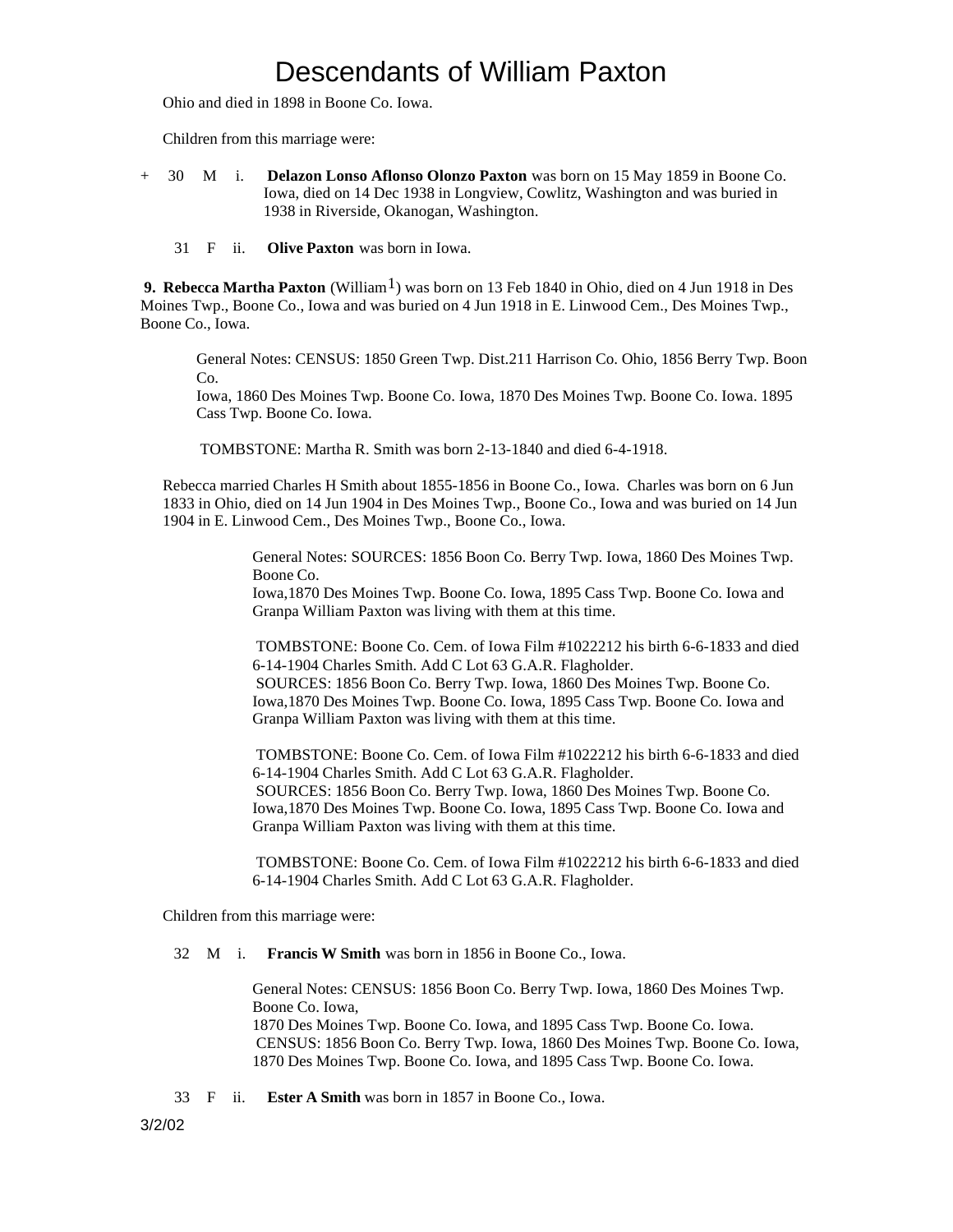Ohio and died in 1898 in Boone Co. Iowa.

Children from this marriage were:

\+ 30 M i. **Delazon Lonso Aflonso Olonzo Paxton** was born on 15 May 1859 in Boone Co. Iowa, died on 14 Dec 1938 in Longview, Cowlitz, Washington and was buried in 1938 in Riverside, Okanogan, Washington.

31 F ii. **Olive Paxton** was born in Iowa.

**9. Rebecca Martha Paxton** (William[1]) was born on 13 Feb 1840 in Ohio, died on 4 Jun 1918 in Des Moines Twp., Boone Co., Iowa and was buried on 4 Jun 1918 in E. Linwood Cem., Des Moines Twp., Boone Co., Iowa.

General Notes: CENSUS: 1850 Green Twp. Dist.211 Harrison Co. Ohio, 1856 Berry Twp. Boon Co.
Iowa, 1860 Des Moines Twp. Boone Co. Iowa, 1870 Des Moines Twp. Boone Co. Iowa. 1895 Cass Twp. Boone Co. Iowa.

TOMBSTONE: Martha R. Smith was born 2-13-1840 and died 6-4-1918.

Rebecca married Charles H Smith about 1855-1856 in Boone Co., Iowa. Charles was born on 6 Jun 1833 in Ohio, died on 14 Jun 1904 in Des Moines Twp., Boone Co., Iowa and was buried on 14 Jun 1904 in E. Linwood Cem., Des Moines Twp., Boone Co., Iowa.

General Notes: SOURCES: 1856 Boon Co. Berry Twp. Iowa, 1860 Des Moines Twp. Boone Co.
Iowa,1870 Des Moines Twp. Boone Co. Iowa, 1895 Cass Twp. Boone Co. Iowa and Granpa William Paxton was living with them at this time.

TOMBSTONE: Boone Co. Cem. of Iowa Film #1022212 his birth 6-6-1833 and died 6-14-1904 Charles Smith. Add C Lot 63 G.A.R. Flagholder.
SOURCES: 1856 Boon Co. Berry Twp. Iowa, 1860 Des Moines Twp. Boone Co. Iowa,1870 Des Moines Twp. Boone Co. Iowa, 1895 Cass Twp. Boone Co. Iowa and Granpa William Paxton was living with them at this time.

TOMBSTONE: Boone Co. Cem. of Iowa Film #1022212 his birth 6-6-1833 and died 6-14-1904 Charles Smith. Add C Lot 63 G.A.R. Flagholder.
SOURCES: 1856 Boon Co. Berry Twp. Iowa, 1860 Des Moines Twp. Boone Co. Iowa,1870 Des Moines Twp. Boone Co. Iowa, 1895 Cass Twp. Boone Co. Iowa and Granpa William Paxton was living with them at this time.

TOMBSTONE: Boone Co. Cem. of Iowa Film #1022212 his birth 6-6-1833 and died 6-14-1904 Charles Smith. Add C Lot 63 G.A.R. Flagholder.

Children from this marriage were:

32 M i. **Francis W Smith** was born in 1856 in Boone Co., Iowa.

General Notes: CENSUS: 1856 Boon Co. Berry Twp. Iowa, 1860 Des Moines Twp. Boone Co. Iowa,
1870 Des Moines Twp. Boone Co. Iowa, and 1895 Cass Twp. Boone Co. Iowa.
CENSUS: 1856 Boon Co. Berry Twp. Iowa, 1860 Des Moines Twp. Boone Co. Iowa, 1870 Des Moines Twp. Boone Co. Iowa, and 1895 Cass Twp. Boone Co. Iowa.

33 F ii. **Ester A Smith** was born in 1857 in Boone Co., Iowa.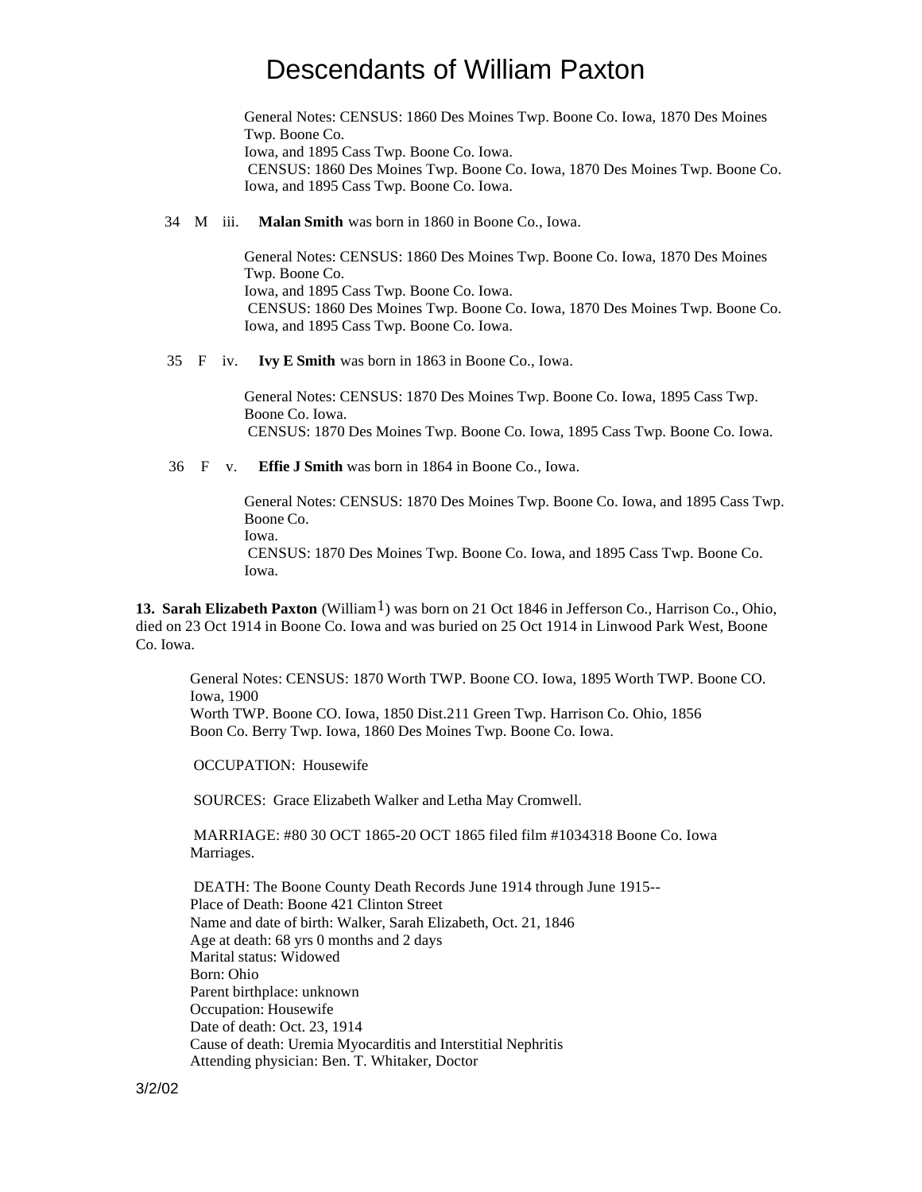General Notes: CENSUS: 1860 Des Moines Twp. Boone Co. Iowa, 1870 Des Moines Twp. Boone Co.
Iowa, and 1895 Cass Twp. Boone Co. Iowa.
CENSUS: 1860 Des Moines Twp. Boone Co. Iowa, 1870 Des Moines Twp. Boone Co. Iowa, and 1895 Cass Twp. Boone Co. Iowa.

34 M iii. **Malan Smith** was born in 1860 in Boone Co., Iowa.

General Notes: CENSUS: 1860 Des Moines Twp. Boone Co. Iowa, 1870 Des Moines Twp. Boone Co.
Iowa, and 1895 Cass Twp. Boone Co. Iowa.
CENSUS: 1860 Des Moines Twp. Boone Co. Iowa, 1870 Des Moines Twp. Boone Co. Iowa, and 1895 Cass Twp. Boone Co. Iowa.

35 F iv. **Ivy E Smith** was born in 1863 in Boone Co., Iowa.

General Notes: CENSUS: 1870 Des Moines Twp. Boone Co. Iowa, 1895 Cass Twp. Boone Co. Iowa.
CENSUS: 1870 Des Moines Twp. Boone Co. Iowa, 1895 Cass Twp. Boone Co. Iowa.

36 F v. **Effie J Smith** was born in 1864 in Boone Co., Iowa.

General Notes: CENSUS: 1870 Des Moines Twp. Boone Co. Iowa, and 1895 Cass Twp. Boone Co.
Iowa.
CENSUS: 1870 Des Moines Twp. Boone Co. Iowa, and 1895 Cass Twp. Boone Co. Iowa.

**13. Sarah Elizabeth Paxton** (William[1]) was born on 21 Oct 1846 in Jefferson Co., Harrison Co., Ohio, died on 23 Oct 1914 in Boone Co. Iowa and was buried on 25 Oct 1914 in Linwood Park West, Boone Co. Iowa.

General Notes: CENSUS: 1870 Worth TWP. Boone CO. Iowa, 1895 Worth TWP. Boone CO. Iowa, 1900
Worth TWP. Boone CO. Iowa, 1850 Dist.211 Green Twp. Harrison Co. Ohio, 1856
Boon Co. Berry Twp. Iowa, 1860 Des Moines Twp. Boone Co. Iowa.

OCCUPATION: Housewife

SOURCES: Grace Elizabeth Walker and Letha May Cromwell.

MARRIAGE: #80 30 OCT 1865-20 OCT 1865 filed film #1034318 Boone Co. Iowa Marriages.

DEATH: The Boone County Death Records June 1914 through June 1915--
Place of Death: Boone 421 Clinton Street
Name and date of birth: Walker, Sarah Elizabeth, Oct. 21, 1846
Age at death: 68 yrs 0 months and 2 days
Marital status: Widowed
Born: Ohio
Parent birthplace: unknown
Occupation: Housewife
Date of death: Oct. 23, 1914
Cause of death: Uremia Myocarditis and Interstitial Nephritis
Attending physician: Ben. T. Whitaker, Doctor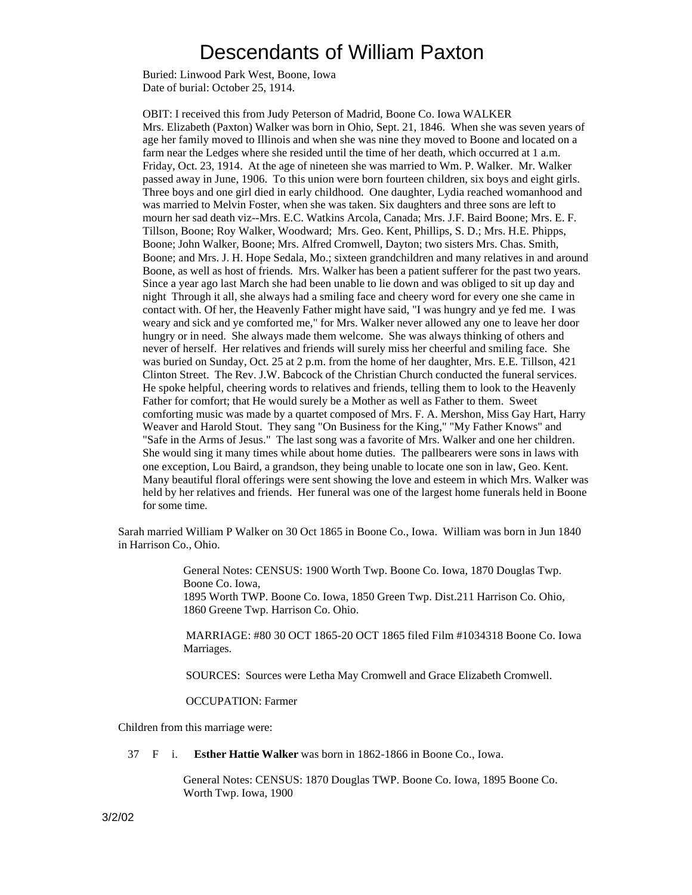Buried: Linwood Park West, Boone, Iowa
Date of burial: October 25, 1914.

OBIT: I received this from Judy Peterson of Madrid, Boone Co. Iowa WALKER
Mrs. Elizabeth (Paxton) Walker was born in Ohio, Sept. 21, 1846. When she was seven years of age her family moved to Illinois and when she was nine they moved to Boone and located on a farm near the Ledges where she resided until the time of her death, which occurred at 1 a.m. Friday, Oct. 23, 1914. At the age of nineteen she was married to Wm. P. Walker. Mr. Walker passed away in June, 1906. To this union were born fourteen children, six boys and eight girls. Three boys and one girl died in early childhood. One daughter, Lydia reached womanhood and was married to Melvin Foster, when she was taken. Six daughters and three sons are left to mourn her sad death viz--Mrs. E.C. Watkins Arcola, Canada; Mrs. J.F. Baird Boone; Mrs. E. F. Tillson, Boone; Roy Walker, Woodward; Mrs. Geo. Kent, Phillips, S. D.; Mrs. H.E. Phipps, Boone; John Walker, Boone; Mrs. Alfred Cromwell, Dayton; two sisters Mrs. Chas. Smith, Boone; and Mrs. J. H. Hope Sedala, Mo.; sixteen grandchildren and many relatives in and around Boone, as well as host of friends. Mrs. Walker has been a patient sufferer for the past two years. Since a year ago last March she had been unable to lie down and was obliged to sit up day and night Through it all, she always had a smiling face and cheery word for every one she came in contact with. Of her, the Heavenly Father might have said, "I was hungry and ye fed me. I was weary and sick and ye comforted me," for Mrs. Walker never allowed any one to leave her door hungry or in need. She always made them welcome. She was always thinking of others and never of herself. Her relatives and friends will surely miss her cheerful and smiling face. She was buried on Sunday, Oct. 25 at 2 p.m. from the home of her daughter, Mrs. E.E. Tillson, 421 Clinton Street. The Rev. J.W. Babcock of the Christian Church conducted the funeral services. He spoke helpful, cheering words to relatives and friends, telling them to look to the Heavenly Father for comfort; that He would surely be a Mother as well as Father to them. Sweet comforting music was made by a quartet composed of Mrs. F. A. Mershon, Miss Gay Hart, Harry Weaver and Harold Stout. They sang "On Business for the King," "My Father Knows" and "Safe in the Arms of Jesus." The last song was a favorite of Mrs. Walker and one her children. She would sing it many times while about home duties. The pallbearers were sons in laws with one exception, Lou Baird, a grandson, they being unable to locate one son in law, Geo. Kent. Many beautiful floral offerings were sent showing the love and esteem in which Mrs. Walker was held by her relatives and friends. Her funeral was one of the largest home funerals held in Boone for some time.

Sarah married William P Walker on 30 Oct 1865 in Boone Co., Iowa. William was born in Jun 1840 in Harrison Co., Ohio.

General Notes: CENSUS: 1900 Worth Twp. Boone Co. Iowa, 1870 Douglas Twp. Boone Co. Iowa,
1895 Worth TWP. Boone Co. Iowa, 1850 Green Twp. Dist.211 Harrison Co. Ohio, 1860 Greene Twp. Harrison Co. Ohio.

MARRIAGE: #80 30 OCT 1865-20 OCT 1865 filed Film #1034318 Boone Co. Iowa Marriages.

SOURCES: Sources were Letha May Cromwell and Grace Elizabeth Cromwell.

OCCUPATION: Farmer

Children from this marriage were:

37 F i. **Esther Hattie Walker** was born in 1862-1866 in Boone Co., Iowa.

General Notes: CENSUS: 1870 Douglas TWP. Boone Co. Iowa, 1895 Boone Co. Worth Twp. Iowa, 1900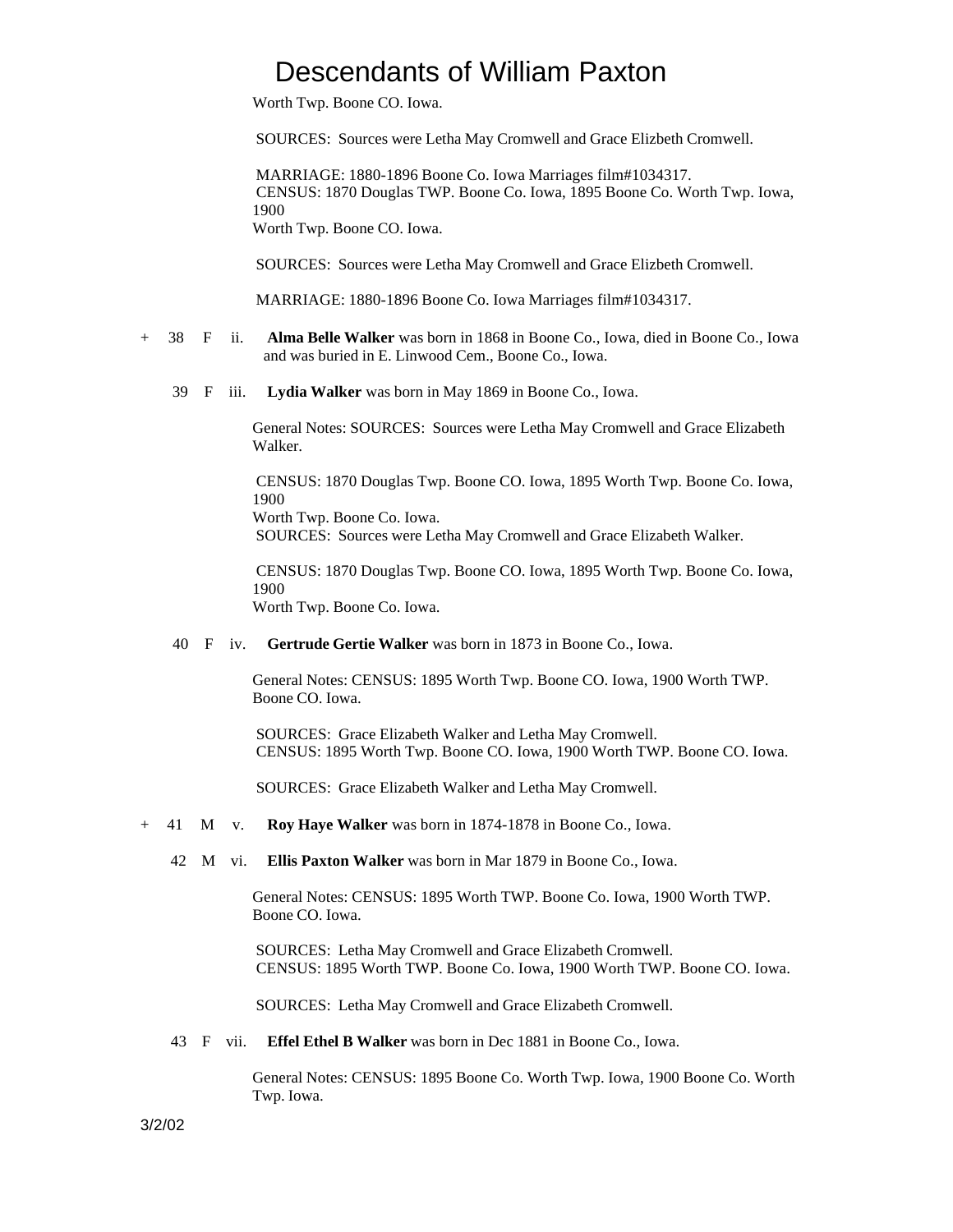Worth Twp. Boone CO. Iowa.

SOURCES: Sources were Letha May Cromwell and Grace Elizbeth Cromwell.

MARRIAGE: 1880-1896 Boone Co. Iowa Marriages film#1034317.
CENSUS: 1870 Douglas TWP. Boone Co. Iowa, 1895 Boone Co. Worth Twp. Iowa, 1900
Worth Twp. Boone CO. Iowa.

SOURCES: Sources were Letha May Cromwell and Grace Elizbeth Cromwell.

MARRIAGE: 1880-1896 Boone Co. Iowa Marriages film#1034317.

\+ 38 F ii. **Alma Belle Walker** was born in 1868 in Boone Co., Iowa, died in Boone Co., Iowa and was buried in E. Linwood Cem., Boone Co., Iowa.

39 F iii. **Lydia Walker** was born in May 1869 in Boone Co., Iowa.

General Notes: SOURCES: Sources were Letha May Cromwell and Grace Elizabeth Walker.

CENSUS: 1870 Douglas Twp. Boone CO. Iowa, 1895 Worth Twp. Boone Co. Iowa, 1900
Worth Twp. Boone Co. Iowa.
SOURCES: Sources were Letha May Cromwell and Grace Elizabeth Walker.

CENSUS: 1870 Douglas Twp. Boone CO. Iowa, 1895 Worth Twp. Boone Co. Iowa, 1900
Worth Twp. Boone Co. Iowa.

40 F iv. **Gertrude Gertie Walker** was born in 1873 in Boone Co., Iowa.

General Notes: CENSUS: 1895 Worth Twp. Boone CO. Iowa, 1900 Worth TWP. Boone CO. Iowa.

SOURCES: Grace Elizabeth Walker and Letha May Cromwell.
CENSUS: 1895 Worth Twp. Boone CO. Iowa, 1900 Worth TWP. Boone CO. Iowa.

SOURCES: Grace Elizabeth Walker and Letha May Cromwell.

\+ 41 M v. **Roy Haye Walker** was born in 1874-1878 in Boone Co., Iowa.

42 M vi. **Ellis Paxton Walker** was born in Mar 1879 in Boone Co., Iowa.

General Notes: CENSUS: 1895 Worth TWP. Boone Co. Iowa, 1900 Worth TWP. Boone CO. Iowa.

SOURCES: Letha May Cromwell and Grace Elizabeth Cromwell.
CENSUS: 1895 Worth TWP. Boone Co. Iowa, 1900 Worth TWP. Boone CO. Iowa.

SOURCES: Letha May Cromwell and Grace Elizabeth Cromwell.

43 F vii. **Effel Ethel B Walker** was born in Dec 1881 in Boone Co., Iowa.

General Notes: CENSUS: 1895 Boone Co. Worth Twp. Iowa, 1900 Boone Co. Worth Twp. Iowa.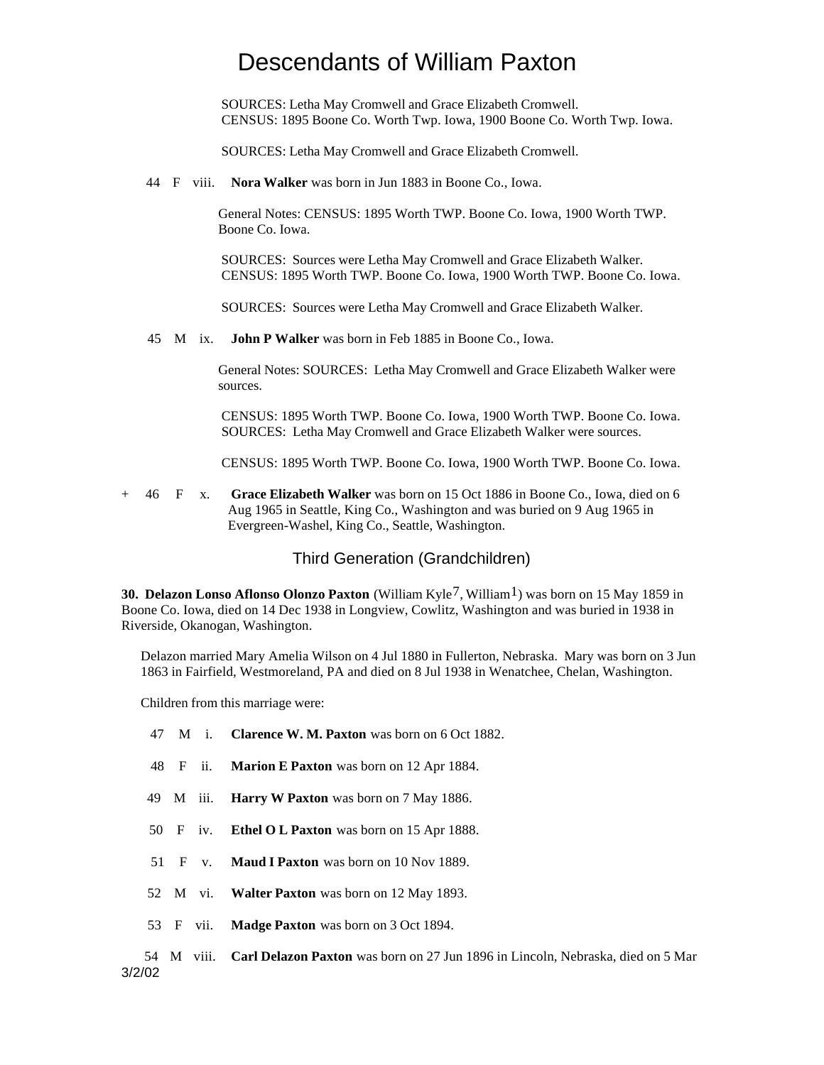SOURCES: Letha May Cromwell and Grace Elizabeth Cromwell.
CENSUS: 1895 Boone Co. Worth Twp. Iowa, 1900 Boone Co. Worth Twp. Iowa.

SOURCES: Letha May Cromwell and Grace Elizabeth Cromwell.

44 F viii. **Nora Walker** was born in Jun 1883 in Boone Co., Iowa.

General Notes: CENSUS: 1895 Worth TWP. Boone Co. Iowa, 1900 Worth TWP. Boone Co. Iowa.

SOURCES: Sources were Letha May Cromwell and Grace Elizabeth Walker.
CENSUS: 1895 Worth TWP. Boone Co. Iowa, 1900 Worth TWP. Boone Co. Iowa.

SOURCES: Sources were Letha May Cromwell and Grace Elizabeth Walker.

45 M ix. **John P Walker** was born in Feb 1885 in Boone Co., Iowa.

General Notes: SOURCES: Letha May Cromwell and Grace Elizabeth Walker were sources.

CENSUS: 1895 Worth TWP. Boone Co. Iowa, 1900 Worth TWP. Boone Co. Iowa.
SOURCES: Letha May Cromwell and Grace Elizabeth Walker were sources.

CENSUS: 1895 Worth TWP. Boone Co. Iowa, 1900 Worth TWP. Boone Co. Iowa.

\+ 46 F x. **Grace Elizabeth Walker** was born on 15 Oct 1886 in Boone Co., Iowa, died on 6 Aug 1965 in Seattle, King Co., Washington and was buried on 9 Aug 1965 in Evergreen-Washel, King Co., Seattle, Washington.

## Third Generation (Grandchildren)

**30. Delazon Lonso Aflonso Olonzo Paxton** (William Kyle[7], William[1]) was born on 15 May 1859 in Boone Co. Iowa, died on 14 Dec 1938 in Longview, Cowlitz, Washington and was buried in 1938 in Riverside, Okanogan, Washington.

Delazon married Mary Amelia Wilson on 4 Jul 1880 in Fullerton, Nebraska. Mary was born on 3 Jun 1863 in Fairfield, Westmoreland, PA and died on 8 Jul 1938 in Wenatchee, Chelan, Washington.

Children from this marriage were:

47 M i. **Clarence W. M. Paxton** was born on 6 Oct 1882.

48 F ii. **Marion E Paxton** was born on 12 Apr 1884.

49 M iii. **Harry W Paxton** was born on 7 May 1886.

50 F iv. **Ethel O L Paxton** was born on 15 Apr 1888.

51 F v. **Maud I Paxton** was born on 10 Nov 1889.

52 M vi. **Walter Paxton** was born on 12 May 1893.

53 F vii. **Madge Paxton** was born on 3 Oct 1894.

54 M viii. **Carl Delazon Paxton** was born on 27 Jun 1896 in Lincoln, Nebraska, died on 5 Mar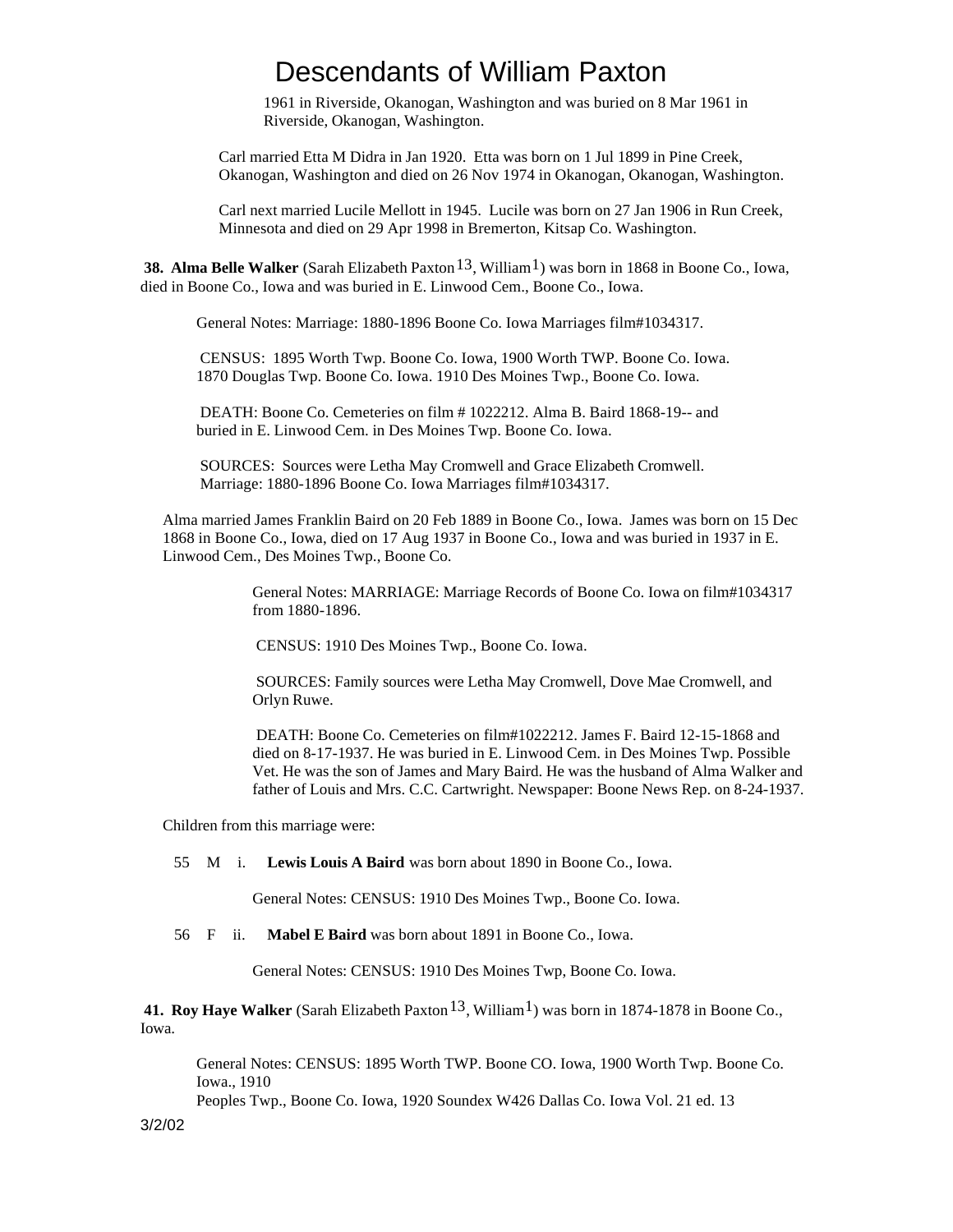1961 in Riverside, Okanogan, Washington and was buried on 8 Mar 1961 in Riverside, Okanogan, Washington.

Carl married Etta M Didra in Jan 1920. Etta was born on 1 Jul 1899 in Pine Creek, Okanogan, Washington and died on 26 Nov 1974 in Okanogan, Okanogan, Washington.

Carl next married Lucile Mellott in 1945. Lucile was born on 27 Jan 1906 in Run Creek, Minnesota and died on 29 Apr 1998 in Bremerton, Kitsap Co. Washington.

**38. Alma Belle Walker** (Sarah Elizabeth Paxton[13], William[1]) was born in 1868 in Boone Co., Iowa, died in Boone Co., Iowa and was buried in E. Linwood Cem., Boone Co., Iowa.

General Notes: Marriage: 1880-1896 Boone Co. Iowa Marriages film#1034317.

CENSUS: 1895 Worth Twp. Boone Co. Iowa, 1900 Worth TWP. Boone Co. Iowa. 1870 Douglas Twp. Boone Co. Iowa. 1910 Des Moines Twp., Boone Co. Iowa.

DEATH: Boone Co. Cemeteries on film # 1022212. Alma B. Baird 1868-19-- and buried in E. Linwood Cem. in Des Moines Twp. Boone Co. Iowa.

SOURCES: Sources were Letha May Cromwell and Grace Elizabeth Cromwell. Marriage: 1880-1896 Boone Co. Iowa Marriages film#1034317.

Alma married James Franklin Baird on 20 Feb 1889 in Boone Co., Iowa. James was born on 15 Dec 1868 in Boone Co., Iowa, died on 17 Aug 1937 in Boone Co., Iowa and was buried in 1937 in E. Linwood Cem., Des Moines Twp., Boone Co.

General Notes: MARRIAGE: Marriage Records of Boone Co. Iowa on film#1034317 from 1880-1896.

CENSUS: 1910 Des Moines Twp., Boone Co. Iowa.

SOURCES: Family sources were Letha May Cromwell, Dove Mae Cromwell, and Orlyn Ruwe.

DEATH: Boone Co. Cemeteries on film#1022212. James F. Baird 12-15-1868 and died on 8-17-1937. He was buried in E. Linwood Cem. in Des Moines Twp. Possible Vet. He was the son of James and Mary Baird. He was the husband of Alma Walker and father of Louis and Mrs. C.C. Cartwright. Newspaper: Boone News Rep. on 8-24-1937.

Children from this marriage were:

55 M i. **Lewis Louis A Baird** was born about 1890 in Boone Co., Iowa.

General Notes: CENSUS: 1910 Des Moines Twp., Boone Co. Iowa.

56 F ii. **Mabel E Baird** was born about 1891 in Boone Co., Iowa.

General Notes: CENSUS: 1910 Des Moines Twp, Boone Co. Iowa.

**41. Roy Haye Walker** (Sarah Elizabeth Paxton[13], William[1]) was born in 1874-1878 in Boone Co., Iowa.

General Notes: CENSUS: 1895 Worth TWP. Boone CO. Iowa, 1900 Worth Twp. Boone Co. Iowa., 1910
Peoples Twp., Boone Co. Iowa, 1920 Soundex W426 Dallas Co. Iowa Vol. 21 ed. 13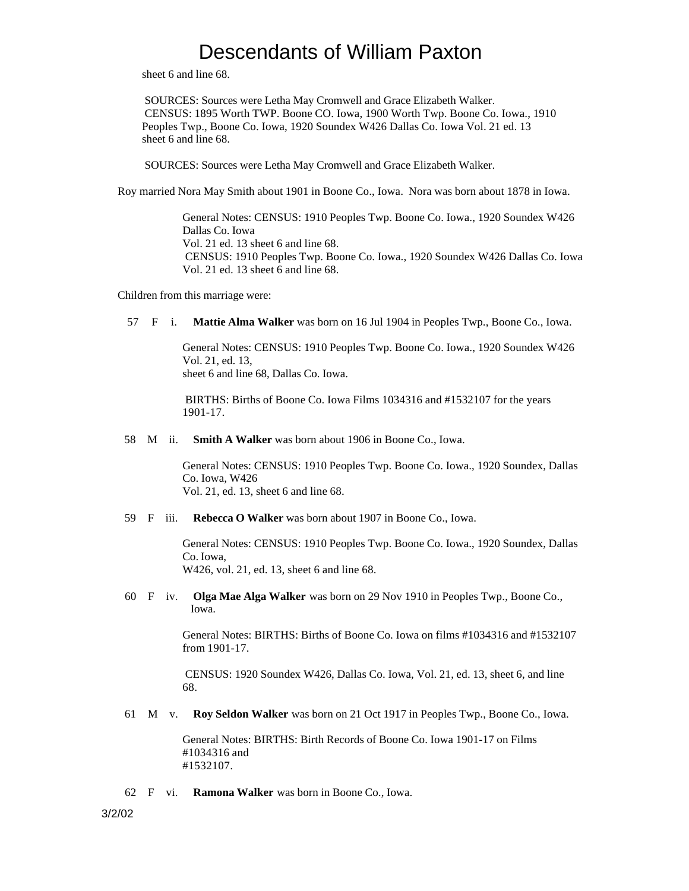sheet 6 and line 68.

SOURCES: Sources were Letha May Cromwell and Grace Elizabeth Walker.
CENSUS: 1895 Worth TWP. Boone CO. Iowa, 1900 Worth Twp. Boone Co. Iowa., 1910 Peoples Twp., Boone Co. Iowa, 1920 Soundex W426 Dallas Co. Iowa Vol. 21 ed. 13 sheet 6 and line 68.

SOURCES: Sources were Letha May Cromwell and Grace Elizabeth Walker.

Roy married Nora May Smith about 1901 in Boone Co., Iowa. Nora was born about 1878 in Iowa.

General Notes: CENSUS: 1910 Peoples Twp. Boone Co. Iowa., 1920 Soundex W426 Dallas Co. Iowa
Vol. 21 ed. 13 sheet 6 and line 68.
CENSUS: 1910 Peoples Twp. Boone Co. Iowa., 1920 Soundex W426 Dallas Co. Iowa Vol. 21 ed. 13 sheet 6 and line 68.

Children from this marriage were:

57 F i. **Mattie Alma Walker** was born on 16 Jul 1904 in Peoples Twp., Boone Co., Iowa.

General Notes: CENSUS: 1910 Peoples Twp. Boone Co. Iowa., 1920 Soundex W426 Vol. 21, ed. 13,
sheet 6 and line 68, Dallas Co. Iowa.

BIRTHS: Births of Boone Co. Iowa Films 1034316 and #1532107 for the years 1901-17.

58 M ii. **Smith A Walker** was born about 1906 in Boone Co., Iowa.

General Notes: CENSUS: 1910 Peoples Twp. Boone Co. Iowa., 1920 Soundex, Dallas Co. Iowa, W426
Vol. 21, ed. 13, sheet 6 and line 68.

59 F iii. **Rebecca O Walker** was born about 1907 in Boone Co., Iowa.

General Notes: CENSUS: 1910 Peoples Twp. Boone Co. Iowa., 1920 Soundex, Dallas Co. Iowa,
W426, vol. 21, ed. 13, sheet 6 and line 68.

60 F iv. **Olga Mae Alga Walker** was born on 29 Nov 1910 in Peoples Twp., Boone Co., Iowa.

General Notes: BIRTHS: Births of Boone Co. Iowa on films #1034316 and #1532107 from 1901-17.

CENSUS: 1920 Soundex W426, Dallas Co. Iowa, Vol. 21, ed. 13, sheet 6, and line 68.

61 M v. **Roy Seldon Walker** was born on 21 Oct 1917 in Peoples Twp., Boone Co., Iowa.

General Notes: BIRTHS: Birth Records of Boone Co. Iowa 1901-17 on Films #1034316 and
#1532107.

62 F vi. **Ramona Walker** was born in Boone Co., Iowa.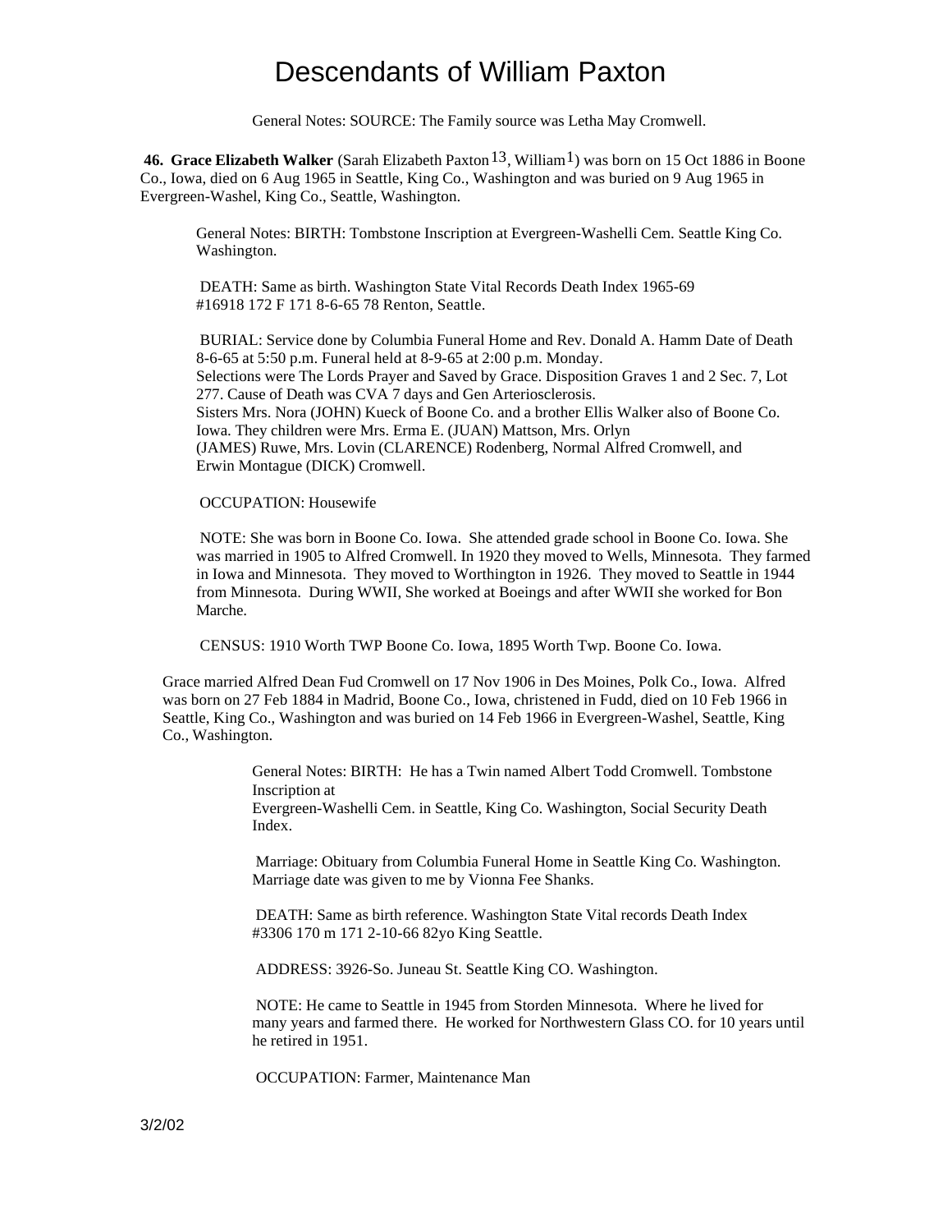# Descendants of William Paxton

General Notes: SOURCE: The Family source was Letha May Cromwell.

**46. Grace Elizabeth Walker** (Sarah Elizabeth Paxton[13], William[1]) was born on 15 Oct 1886 in Boone Co., Iowa, died on 6 Aug 1965 in Seattle, King Co., Washington and was buried on 9 Aug 1965 in Evergreen-Washel, King Co., Seattle, Washington.

General Notes: BIRTH: Tombstone Inscription at Evergreen-Washelli Cem. Seattle King Co. Washington.

DEATH: Same as birth. Washington State Vital Records Death Index 1965-69 #16918 172 F 171 8-6-65 78 Renton, Seattle.

BURIAL: Service done by Columbia Funeral Home and Rev. Donald A. Hamm Date of Death 8-6-65 at 5:50 p.m. Funeral held at 8-9-65 at 2:00 p.m. Monday.
Selections were The Lords Prayer and Saved by Grace. Disposition Graves 1 and 2 Sec. 7, Lot 277. Cause of Death was CVA 7 days and Gen Arteriosclerosis.
Sisters Mrs. Nora (JOHN) Kueck of Boone Co. and a brother Ellis Walker also of Boone Co. Iowa. They children were Mrs. Erma E. (JUAN) Mattson, Mrs. Orlyn (JAMES) Ruwe, Mrs. Lovin (CLARENCE) Rodenberg, Normal Alfred Cromwell, and Erwin Montague (DICK) Cromwell.

OCCUPATION: Housewife

NOTE: She was born in Boone Co. Iowa. She attended grade school in Boone Co. Iowa. She was married in 1905 to Alfred Cromwell. In 1920 they moved to Wells, Minnesota. They farmed in Iowa and Minnesota. They moved to Worthington in 1926. They moved to Seattle in 1944 from Minnesota. During WWII, She worked at Boeings and after WWII she worked for Bon Marche.

CENSUS: 1910 Worth TWP Boone Co. Iowa, 1895 Worth Twp. Boone Co. Iowa.

Grace married Alfred Dean Fud Cromwell on 17 Nov 1906 in Des Moines, Polk Co., Iowa. Alfred was born on 27 Feb 1884 in Madrid, Boone Co., Iowa, christened in Fudd, died on 10 Feb 1966 in Seattle, King Co., Washington and was buried on 14 Feb 1966 in Evergreen-Washel, Seattle, King Co., Washington.

General Notes: BIRTH: He has a Twin named Albert Todd Cromwell. Tombstone Inscription at
Evergreen-Washelli Cem. in Seattle, King Co. Washington, Social Security Death Index.

Marriage: Obituary from Columbia Funeral Home in Seattle King Co. Washington. Marriage date was given to me by Vionna Fee Shanks.

DEATH: Same as birth reference. Washington State Vital records Death Index #3306 170 m 171 2-10-66 82yo King Seattle.

ADDRESS: 3926-So. Juneau St. Seattle King CO. Washington.

NOTE: He came to Seattle in 1945 from Storden Minnesota. Where he lived for many years and farmed there. He worked for Northwestern Glass CO. for 10 years until he retired in 1951.

OCCUPATION: Farmer, Maintenance Man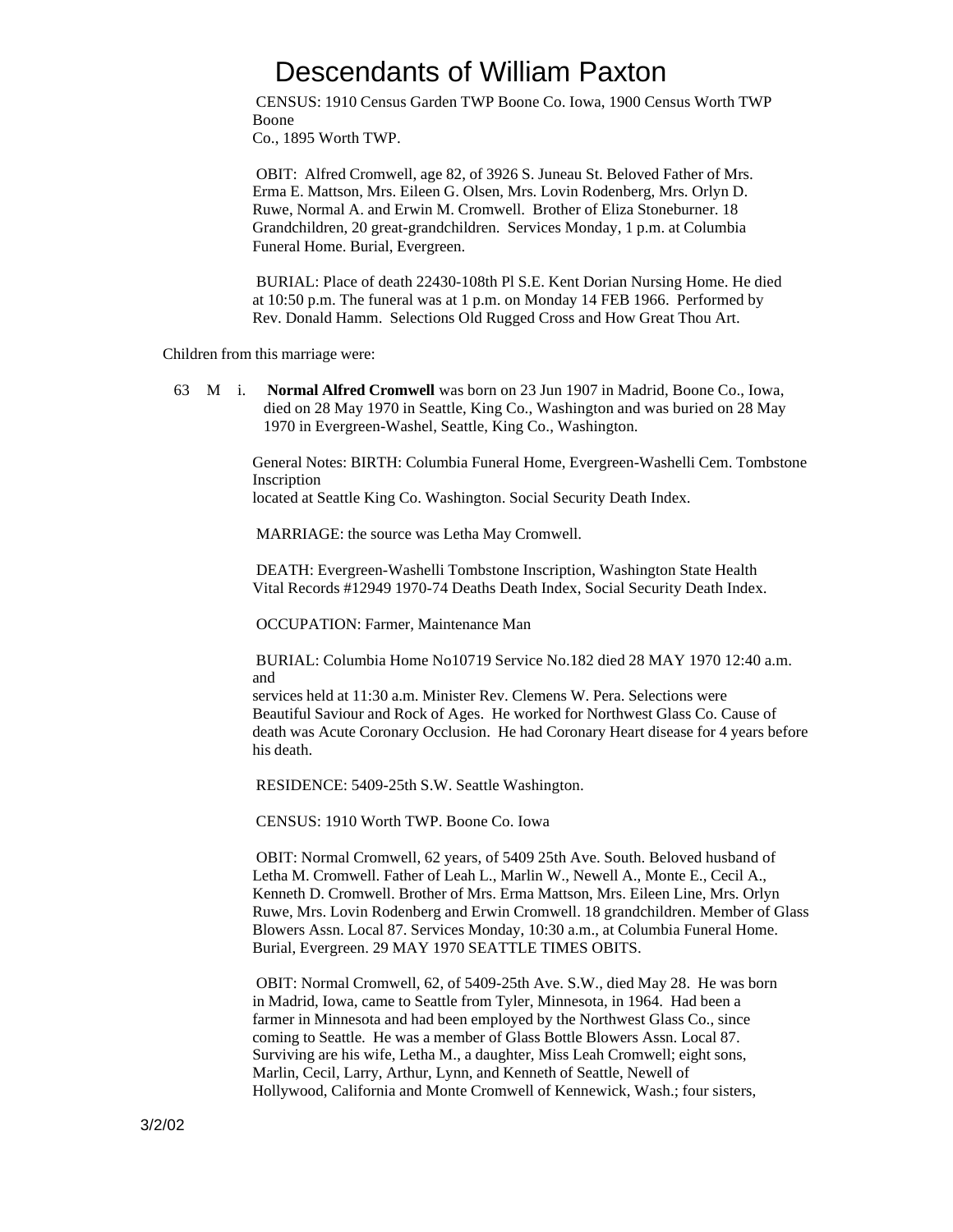CENSUS: 1910 Census Garden TWP Boone Co. Iowa, 1900 Census Worth TWP Boone Co., 1895 Worth TWP.

OBIT: Alfred Cromwell, age 82, of 3926 S. Juneau St. Beloved Father of Mrs. Erma E. Mattson, Mrs. Eileen G. Olsen, Mrs. Lovin Rodenberg, Mrs. Orlyn D. Ruwe, Normal A. and Erwin M. Cromwell. Brother of Eliza Stoneburner. 18 Grandchildren, 20 great-grandchildren. Services Monday, 1 p.m. at Columbia Funeral Home. Burial, Evergreen.

BURIAL: Place of death 22430-108th Pl S.E. Kent Dorian Nursing Home. He died at 10:50 p.m. The funeral was at 1 p.m. on Monday 14 FEB 1966. Performed by Rev. Donald Hamm. Selections Old Rugged Cross and How Great Thou Art.

Children from this marriage were:

63 M i. **Normal Alfred Cromwell** was born on 23 Jun 1907 in Madrid, Boone Co., Iowa, died on 28 May 1970 in Seattle, King Co., Washington and was buried on 28 May 1970 in Evergreen-Washel, Seattle, King Co., Washington.

General Notes: BIRTH: Columbia Funeral Home, Evergreen-Washelli Cem. Tombstone Inscription located at Seattle King Co. Washington. Social Security Death Index.

MARRIAGE: the source was Letha May Cromwell.

DEATH: Evergreen-Washelli Tombstone Inscription, Washington State Health Vital Records #12949 1970-74 Deaths Death Index, Social Security Death Index.

OCCUPATION: Farmer, Maintenance Man

BURIAL: Columbia Home No10719 Service No.182 died 28 MAY 1970 12:40 a.m. and services held at 11:30 a.m. Minister Rev. Clemens W. Pera. Selections were Beautiful Saviour and Rock of Ages. He worked for Northwest Glass Co. Cause of death was Acute Coronary Occlusion. He had Coronary Heart disease for 4 years before his death.

RESIDENCE: 5409-25th S.W. Seattle Washington.

CENSUS: 1910 Worth TWP. Boone Co. Iowa

OBIT: Normal Cromwell, 62 years, of 5409 25th Ave. South. Beloved husband of Letha M. Cromwell. Father of Leah L., Marlin W., Newell A., Monte E., Cecil A., Kenneth D. Cromwell. Brother of Mrs. Erma Mattson, Mrs. Eileen Line, Mrs. Orlyn Ruwe, Mrs. Lovin Rodenberg and Erwin Cromwell. 18 grandchildren. Member of Glass Blowers Assn. Local 87. Services Monday, 10:30 a.m., at Columbia Funeral Home. Burial, Evergreen. 29 MAY 1970 SEATTLE TIMES OBITS.

OBIT: Normal Cromwell, 62, of 5409-25th Ave. S.W., died May 28. He was born in Madrid, Iowa, came to Seattle from Tyler, Minnesota, in 1964. Had been a farmer in Minnesota and had been employed by the Northwest Glass Co., since coming to Seattle. He was a member of Glass Bottle Blowers Assn. Local 87. Surviving are his wife, Letha M., a daughter, Miss Leah Cromwell; eight sons, Marlin, Cecil, Larry, Arthur, Lynn, and Kenneth of Seattle, Newell of Hollywood, California and Monte Cromwell of Kennewick, Wash.; four sisters,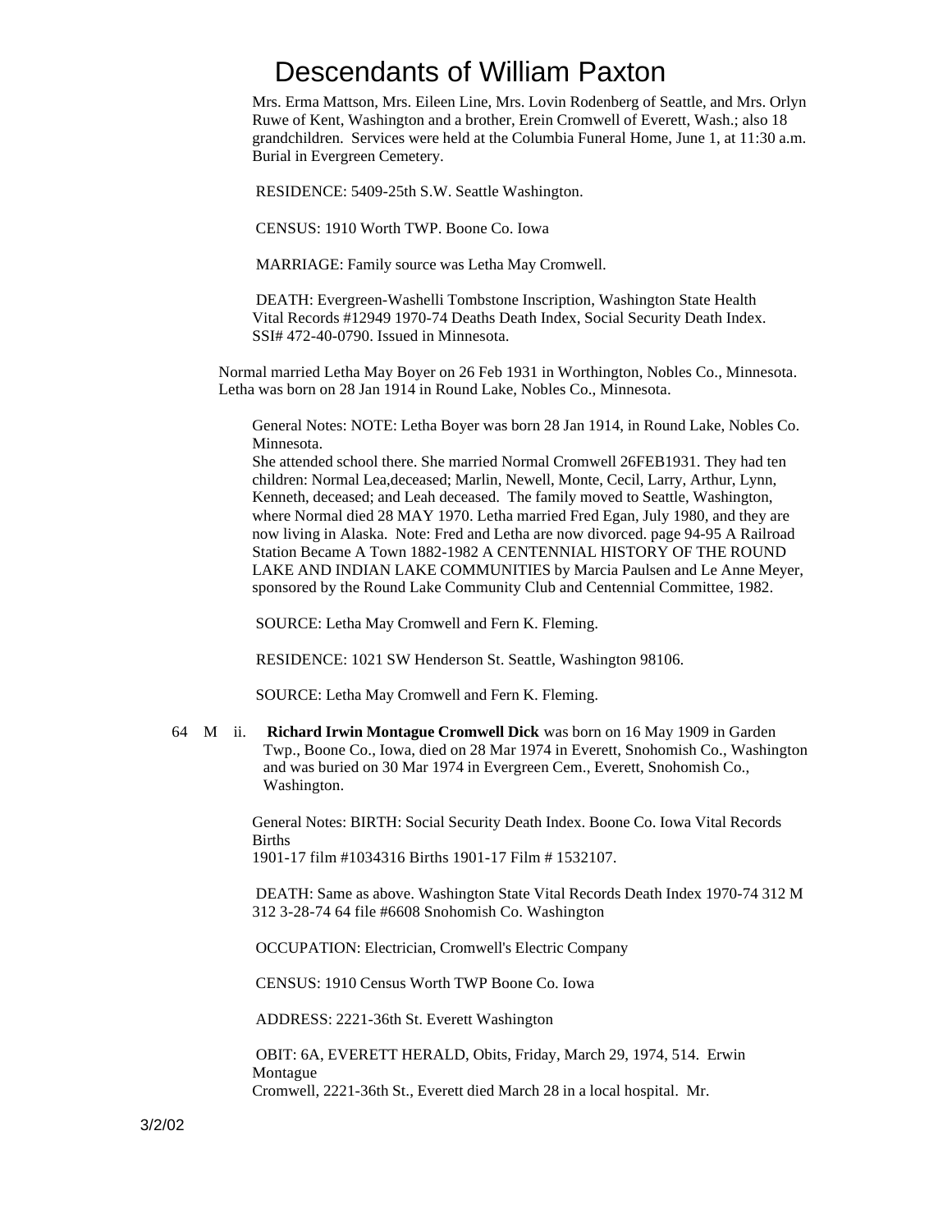Mrs. Erma Mattson, Mrs. Eileen Line, Mrs. Lovin Rodenberg of Seattle, and Mrs. Orlyn Ruwe of Kent, Washington and a brother, Erein Cromwell of Everett, Wash.; also 18 grandchildren. Services were held at the Columbia Funeral Home, June 1, at 11:30 a.m. Burial in Evergreen Cemetery.

RESIDENCE: 5409-25th S.W. Seattle Washington.

CENSUS: 1910 Worth TWP. Boone Co. Iowa

MARRIAGE: Family source was Letha May Cromwell.

DEATH: Evergreen-Washelli Tombstone Inscription, Washington State Health Vital Records #12949 1970-74 Deaths Death Index, Social Security Death Index. SSI# 472-40-0790. Issued in Minnesota.

Normal married Letha May Boyer on 26 Feb 1931 in Worthington, Nobles Co., Minnesota. Letha was born on 28 Jan 1914 in Round Lake, Nobles Co., Minnesota.

General Notes: NOTE: Letha Boyer was born 28 Jan 1914, in Round Lake, Nobles Co. Minnesota.
She attended school there. She married Normal Cromwell 26FEB1931. They had ten children: Normal Lea,deceased; Marlin, Newell, Monte, Cecil, Larry, Arthur, Lynn, Kenneth, deceased; and Leah deceased. The family moved to Seattle, Washington, where Normal died 28 MAY 1970. Letha married Fred Egan, July 1980, and they are now living in Alaska. Note: Fred and Letha are now divorced. page 94-95 A Railroad Station Became A Town 1882-1982 A CENTENNIAL HISTORY OF THE ROUND LAKE AND INDIAN LAKE COMMUNITIES by Marcia Paulsen and Le Anne Meyer, sponsored by the Round Lake Community Club and Centennial Committee, 1982.

SOURCE: Letha May Cromwell and Fern K. Fleming.

RESIDENCE: 1021 SW Henderson St. Seattle, Washington 98106.

SOURCE: Letha May Cromwell and Fern K. Fleming.

64 M ii. **Richard Irwin Montague Cromwell Dick** was born on 16 May 1909 in Garden Twp., Boone Co., Iowa, died on 28 Mar 1974 in Everett, Snohomish Co., Washington and was buried on 30 Mar 1974 in Evergreen Cem., Everett, Snohomish Co., Washington.

General Notes: BIRTH: Social Security Death Index. Boone Co. Iowa Vital Records Births
1901-17 film #1034316 Births 1901-17 Film # 1532107.

DEATH: Same as above. Washington State Vital Records Death Index 1970-74 312 M 312 3-28-74 64 file #6608 Snohomish Co. Washington

OCCUPATION: Electrician, Cromwell's Electric Company

CENSUS: 1910 Census Worth TWP Boone Co. Iowa

ADDRESS: 2221-36th St. Everett Washington

OBIT: 6A, EVERETT HERALD, Obits, Friday, March 29, 1974, 514. Erwin Montague
Cromwell, 2221-36th St., Everett died March 28 in a local hospital. Mr.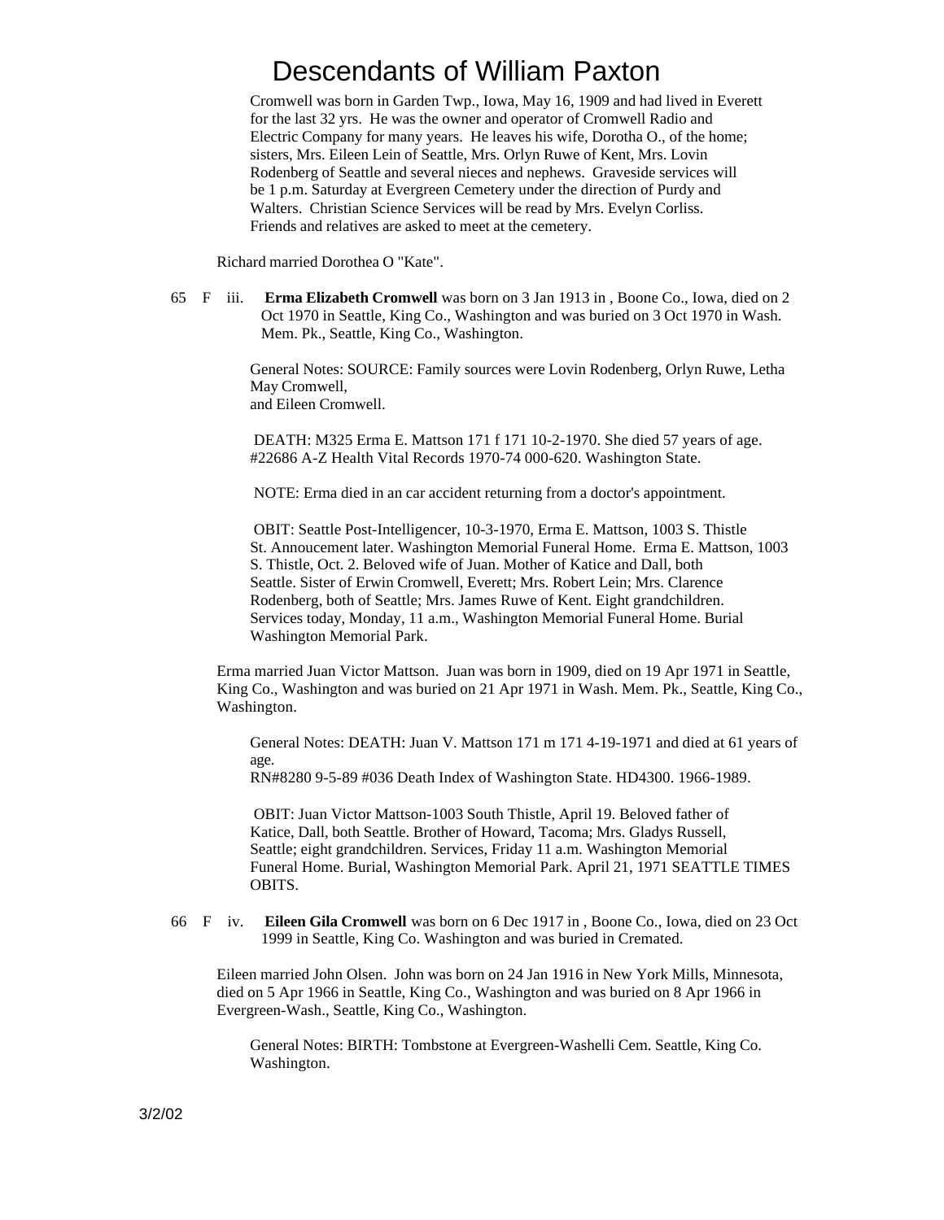Cromwell was born in Garden Twp., Iowa, May 16, 1909 and had lived in Everett for the last 32 yrs. He was the owner and operator of Cromwell Radio and Electric Company for many years. He leaves his wife, Dorotha O., of the home; sisters, Mrs. Eileen Lein of Seattle, Mrs. Orlyn Ruwe of Kent, Mrs. Lovin Rodenberg of Seattle and several nieces and nephews. Graveside services will be 1 p.m. Saturday at Evergreen Cemetery under the direction of Purdy and Walters. Christian Science Services will be read by Mrs. Evelyn Corliss. Friends and relatives are asked to meet at the cemetery.

Richard married Dorothea O "Kate".

65 F iii. **Erma Elizabeth Cromwell** was born on 3 Jan 1913 in , Boone Co., Iowa, died on 2 Oct 1970 in Seattle, King Co., Washington and was buried on 3 Oct 1970 in Wash. Mem. Pk., Seattle, King Co., Washington.

General Notes: SOURCE: Family sources were Lovin Rodenberg, Orlyn Ruwe, Letha May Cromwell,
and Eileen Cromwell.

DEATH: M325 Erma E. Mattson 171 f 171 10-2-1970. She died 57 years of age. #22686 A-Z Health Vital Records 1970-74 000-620. Washington State.

NOTE: Erma died in an car accident returning from a doctor's appointment.

OBIT: Seattle Post-Intelligencer, 10-3-1970, Erma E. Mattson, 1003 S. Thistle St. Annoucement later. Washington Memorial Funeral Home. Erma E. Mattson, 1003 S. Thistle, Oct. 2. Beloved wife of Juan. Mother of Katice and Dall, both Seattle. Sister of Erwin Cromwell, Everett; Mrs. Robert Lein; Mrs. Clarence Rodenberg, both of Seattle; Mrs. James Ruwe of Kent. Eight grandchildren. Services today, Monday, 11 a.m., Washington Memorial Funeral Home. Burial Washington Memorial Park.

Erma married Juan Victor Mattson. Juan was born in 1909, died on 19 Apr 1971 in Seattle, King Co., Washington and was buried on 21 Apr 1971 in Wash. Mem. Pk., Seattle, King Co., Washington.

General Notes: DEATH: Juan V. Mattson 171 m 171 4-19-1971 and died at 61 years of age.
RN#8280 9-5-89 #036 Death Index of Washington State. HD4300. 1966-1989.

OBIT: Juan Victor Mattson-1003 South Thistle, April 19. Beloved father of Katice, Dall, both Seattle. Brother of Howard, Tacoma; Mrs. Gladys Russell, Seattle; eight grandchildren. Services, Friday 11 a.m. Washington Memorial Funeral Home. Burial, Washington Memorial Park. April 21, 1971 SEATTLE TIMES OBITS.

66 F iv. **Eileen Gila Cromwell** was born on 6 Dec 1917 in , Boone Co., Iowa, died on 23 Oct 1999 in Seattle, King Co. Washington and was buried in Cremated.

Eileen married John Olsen. John was born on 24 Jan 1916 in New York Mills, Minnesota, died on 5 Apr 1966 in Seattle, King Co., Washington and was buried on 8 Apr 1966 in Evergreen-Wash., Seattle, King Co., Washington.

General Notes: BIRTH: Tombstone at Evergreen-Washelli Cem. Seattle, King Co. Washington.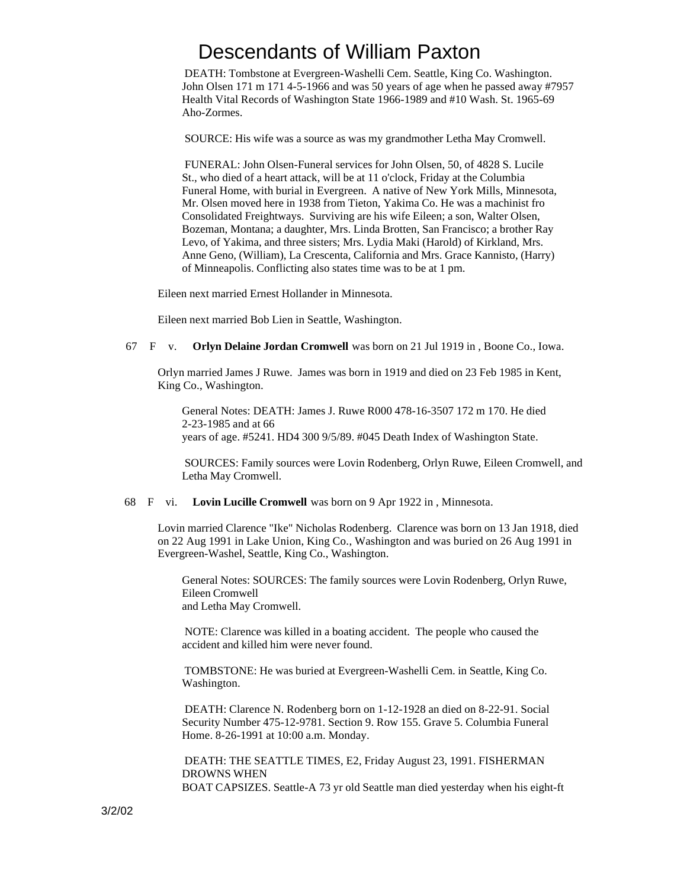DEATH: Tombstone at Evergreen-Washelli Cem. Seattle, King Co. Washington. John Olsen 171 m 171 4-5-1966 and was 50 years of age when he passed away #7957 Health Vital Records of Washington State 1966-1989 and #10 Wash. St. 1965-69 Aho-Zormes.

SOURCE: His wife was a source as was my grandmother Letha May Cromwell.

FUNERAL: John Olsen-Funeral services for John Olsen, 50, of 4828 S. Lucile St., who died of a heart attack, will be at 11 o'clock, Friday at the Columbia Funeral Home, with burial in Evergreen. A native of New York Mills, Minnesota, Mr. Olsen moved here in 1938 from Tieton, Yakima Co. He was a machinist fro Consolidated Freightways. Surviving are his wife Eileen; a son, Walter Olsen, Bozeman, Montana; a daughter, Mrs. Linda Brotten, San Francisco; a brother Ray Levo, of Yakima, and three sisters; Mrs. Lydia Maki (Harold) of Kirkland, Mrs. Anne Geno, (William), La Crescenta, California and Mrs. Grace Kannisto, (Harry) of Minneapolis. Conflicting also states time was to be at 1 pm.

Eileen next married Ernest Hollander in Minnesota.

Eileen next married Bob Lien in Seattle, Washington.

67 F v. **Orlyn Delaine Jordan Cromwell** was born on 21 Jul 1919 in , Boone Co., Iowa.

Orlyn married James J Ruwe. James was born in 1919 and died on 23 Feb 1985 in Kent, King Co., Washington.

General Notes: DEATH: James J. Ruwe R000 478-16-3507 172 m 170. He died 2-23-1985 and at 66
years of age. #5241. HD4 300 9/5/89. #045 Death Index of Washington State.

SOURCES: Family sources were Lovin Rodenberg, Orlyn Ruwe, Eileen Cromwell, and Letha May Cromwell.

68 F vi. **Lovin Lucille Cromwell** was born on 9 Apr 1922 in , Minnesota.

Lovin married Clarence "Ike" Nicholas Rodenberg. Clarence was born on 13 Jan 1918, died on 22 Aug 1991 in Lake Union, King Co., Washington and was buried on 26 Aug 1991 in Evergreen-Washel, Seattle, King Co., Washington.

General Notes: SOURCES: The family sources were Lovin Rodenberg, Orlyn Ruwe, Eileen Cromwell
and Letha May Cromwell.

NOTE: Clarence was killed in a boating accident. The people who caused the accident and killed him were never found.

TOMBSTONE: He was buried at Evergreen-Washelli Cem. in Seattle, King Co. Washington.

DEATH: Clarence N. Rodenberg born on 1-12-1928 an died on 8-22-91. Social Security Number 475-12-9781. Section 9. Row 155. Grave 5. Columbia Funeral Home. 8-26-1991 at 10:00 a.m. Monday.

DEATH: THE SEATTLE TIMES, E2, Friday August 23, 1991. FISHERMAN DROWNS WHEN
BOAT CAPSIZES. Seattle-A 73 yr old Seattle man died yesterday when his eight-ft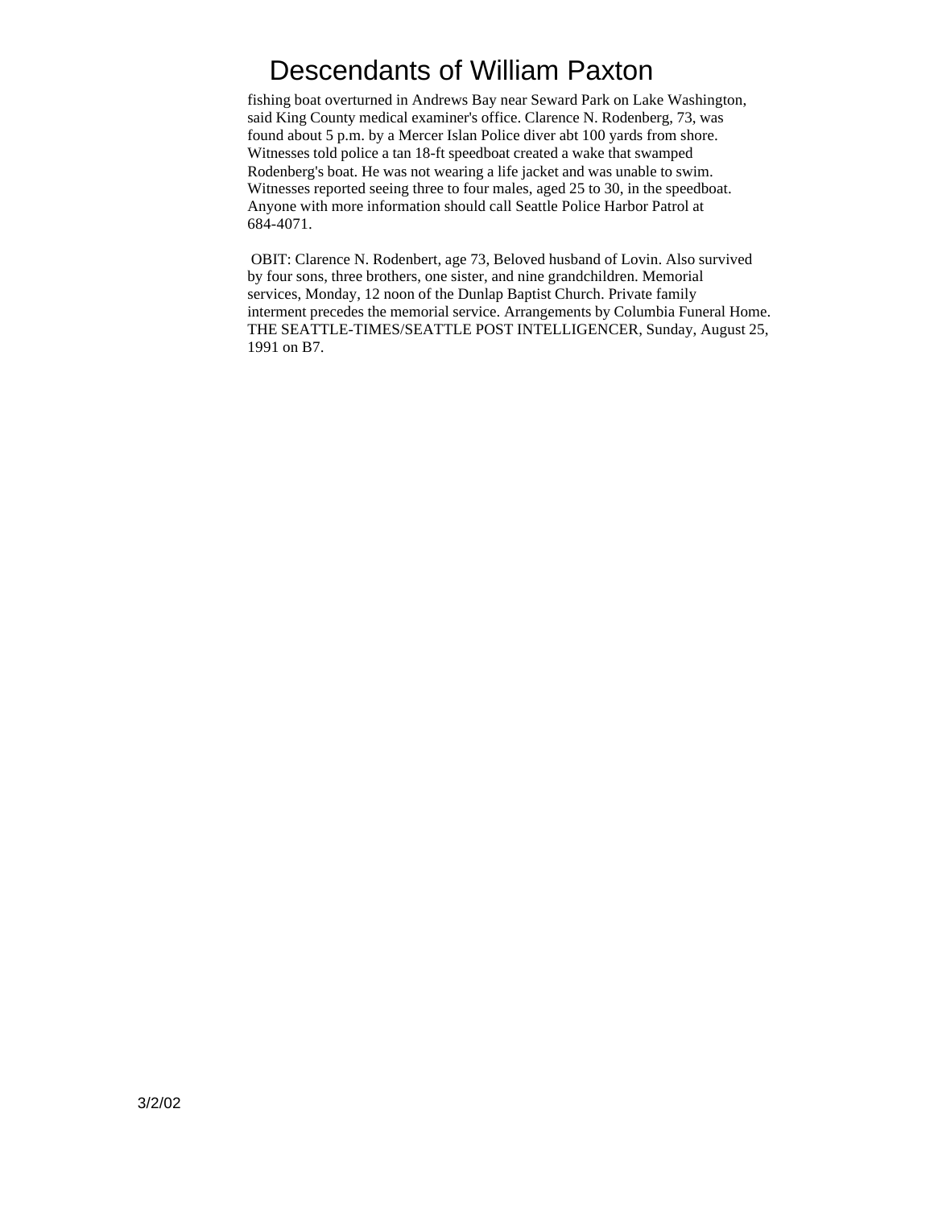fishing boat overturned in Andrews Bay near Seward Park on Lake Washington, said King County medical examiner's office. Clarence N. Rodenberg, 73, was found about 5 p.m. by a Mercer Islan Police diver abt 100 yards from shore. Witnesses told police a tan 18-ft speedboat created a wake that swamped Rodenberg's boat. He was not wearing a life jacket and was unable to swim. Witnesses reported seeing three to four males, aged 25 to 30, in the speedboat. Anyone with more information should call Seattle Police Harbor Patrol at 684-4071.

OBIT: Clarence N. Rodenbert, age 73, Beloved husband of Lovin. Also survived by four sons, three brothers, one sister, and nine grandchildren. Memorial services, Monday, 12 noon of the Dunlap Baptist Church. Private family interment precedes the memorial service. Arrangements by Columbia Funeral Home. THE SEATTLE-TIMES/SEATTLE POST INTELLIGENCER, Sunday, August 25, 1991 on B7.